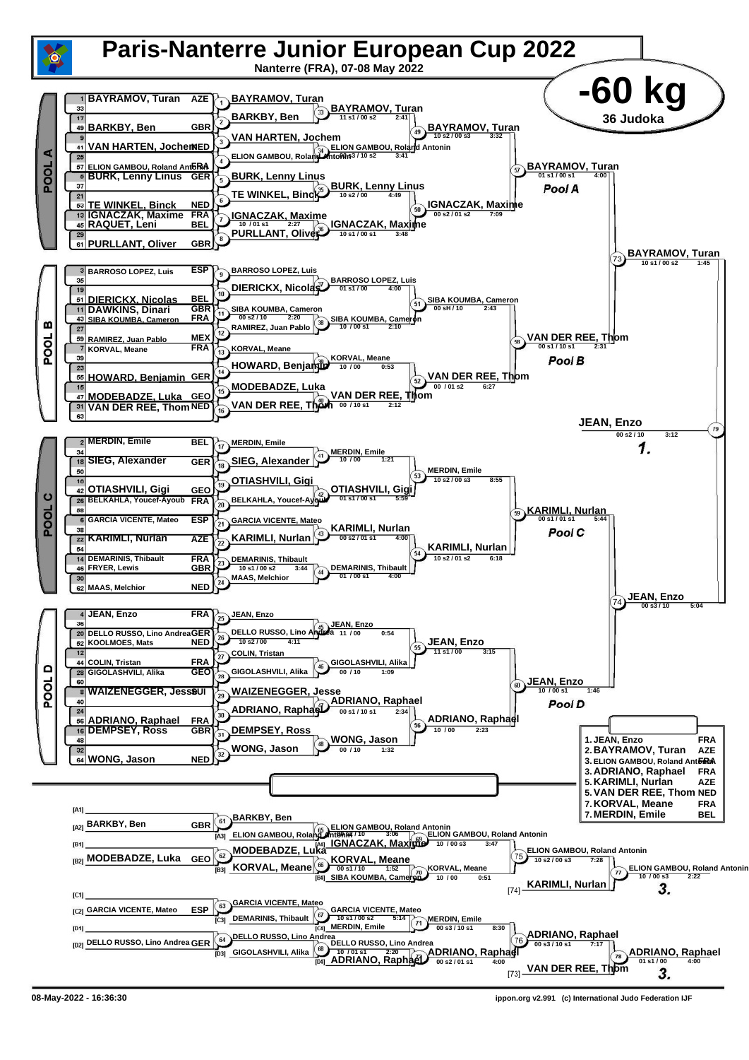# Paris-Nanterre Junior European Cup 2022

Nanterre (FRA), 07-08 May 2022

## -60 kg

36 Judoka

### POOL A

| No. | Name | Nation |
|---|---|---|
| 1 | BAYRAMOV, Turan | AZE |
| 33 | | |
| 17 | | |
| 49 | BARKBY, Ben | GBR |
| 9 | | |
| 41 | VAN HARTEN, Jochem | NED |
| 25 | | |
| 57 | ELION GAMBOU, Roland Antonin | FRA |
| 5 | BURK, Lenny Linus | GER |
| 37 | | |
| 21 | | |
| 53 | TE WINKEL, Binck | NED |
| 13 | IGNACZAK, Maxime | FRA |
| 45 | RAQUET, Leni | BEL |
| 29 | | |
| 61 | PURLLANT, Oliver | GBR |

- Match 1: BAYRAMOV, Turan
- Match 2: BARKBY, Ben
- Match 3: VAN HARTEN, Jochem
- Match 4: ELION GAMBOU, Roland Antonin
- Match 5: BURK, Lenny Linus
- Match 6: TE WINKEL, Binck
- Match 7: IGNACZAK, Maxime (10 / 01 s1, 2:27)
- Match 8: PURLLANT, Oliver
- Match 33: BAYRAMOV, Turan (11 s1 / 00 s2, 2:41)
- Match 34: ELION GAMBOU, Roland Antonin (00 s3 / 10 s2, 3:41)
- Match 35: BURK, Lenny Linus (10 s2 / 00, 4:49)
- Match 36: IGNACZAK, Maxime (10 s1 / 00 s1, 3:48)
- Match 49: BAYRAMOV, Turan (10 s2 / 00 s3, 3:32)
- Match 50: IGNACZAK, Maxime (00 s2 / 01 s2, 7:09)
- Match 57: BAYRAMOV, Turan (01 s1 / 00 s1, 4:00) — Pool A

### POOL B

| No. | Name | Nation |
|---|---|---|
| 3 | BARROSO LOPEZ, Luis | ESP |
| 35 | | |
| 19 | | |
| 51 | DIERICKX, Nicolas | BEL |
| 11 | DAWKINS, Dinari | GBR |
| 43 | SIBA KOUMBA, Cameron | FRA |
| 27 | | |
| 59 | RAMIREZ, Juan Pablo | MEX |
| 7 | KORVAL, Meane | FRA |
| 39 | | |
| 23 | | |
| 55 | HOWARD, Benjamin | GER |
| 15 | | |
| 47 | MODEBADZE, Luka | GEO |
| 31 | VAN DER REE, Thom | NED |
| 63 | | |

- Match 9: BARROSO LOPEZ, Luis
- Match 10: DIERICKX, Nicolas
- Match 11: SIBA KOUMBA, Cameron (00 s2 / 10, 2:20)
- Match 12: RAMIREZ, Juan Pablo
- Match 13: KORVAL, Meane
- Match 14: HOWARD, Benjamin
- Match 15: MODEBADZE, Luka
- Match 16: VAN DER REE, Thom
- Match 37: BARROSO LOPEZ, Luis (01 s1 / 00, 4:00)
- Match 38: SIBA KOUMBA, Cameron (10 / 00 s1, 2:10)
- Match 39: KORVAL, Meane (10 / 00, 0:53)
- Match 40: VAN DER REE, Thom (00 / 10 s1, 2:12)
- Match 51: SIBA KOUMBA, Cameron (00 sH / 10, 2:43)
- Match 52: VAN DER REE, Thom (00 / 01 s2, 6:27)
- Match 58: VAN DER REE, Thom (00 s1 / 10 s1, 2:31) — Pool B

### POOL C

| No. | Name | Nation |
|---|---|---|
| 2 | MERDIN, Emile | BEL |
| 34 | | |
| 18 | SIEG, Alexander | GER |
| 50 | | |
| 10 | | |
| 42 | OTIASHVILI, Gigi | GEO |
| 26 | BELKAHLA, Youcef-Ayoub | FRA |
| 58 | | |
| 6 | GARCIA VICENTE, Mateo | ESP |
| 38 | | |
| 22 | KARIMLI, Nurlan | AZE |
| 54 | | |
| 14 | DEMARINIS, Thibault | FRA |
| 46 | FRYER, Lewis | GBR |
| 30 | | |
| 62 | MAAS, Melchior | NED |

- Match 17: MERDIN, Emile
- Match 18: SIEG, Alexander
- Match 19: OTIASHVILI, Gigi
- Match 20: BELKAHLA, Youcef-Ayoub
- Match 21: GARCIA VICENTE, Mateo
- Match 22: KARIMLI, Nurlan
- Match 23: DEMARINIS, Thibault (10 s1 / 00 s2, 3:44)
- Match 24: MAAS, Melchior
- Match 41: MERDIN, Emile (10 / 00, 1:21)
- Match 42: OTIASHVILI, Gigi (01 s1 / 00 s1, 5:59)
- Match 43: KARIMLI, Nurlan (00 s2 / 01 s1, 4:00)
- Match 44: DEMARINIS, Thibault (01 / 00 s1, 4:00)
- Match 53: MERDIN, Emile (10 s2 / 00 s3, 8:55)
- Match 54: KARIMLI, Nurlan (10 s2 / 01 s2, 6:18)
- Match 59: KARIMLI, Nurlan (00 s1 / 01 s1, 5:44) — Pool C

### POOL D

| No. | Name | Nation |
|---|---|---|
| 4 | JEAN, Enzo | FRA |
| 36 | | |
| 20 | DELLO RUSSO, Lino Andrea | GER |
| 52 | KOOLMOES, Mats | NED |
| 12 | | |
| 44 | COLIN, Tristan | FRA |
| 28 | GIGOLASHVILI, Alika | GEO |
| 60 | | |
| 8 | WAIZENEGGER, Jesse | SUI |
| 40 | | |
| 24 | | |
| 56 | ADRIANO, Raphael | FRA |
| 16 | DEMPSEY, Ross | GBR |
| 48 | | |
| 32 | | |
| 64 | WONG, Jason | NED |

- Match 25: JEAN, Enzo
- Match 26: DELLO RUSSO, Lino Andrea (10 s2 / 00, 4:11)
- Match 27: COLIN, Tristan
- Match 28: GIGOLASHVILI, Alika
- Match 29: WAIZENEGGER, Jesse
- Match 30: ADRIANO, Raphael
- Match 31: DEMPSEY, Ross
- Match 32: WONG, Jason
- Match 45: JEAN, Enzo (11 / 00, 0:54)
- Match 46: GIGOLASHVILI, Alika (00 / 10, 1:09)
- Match 47: ADRIANO, Raphael (00 s1 / 10 s1, 2:34)
- Match 48: WONG, Jason (00 / 10, 1:32)
- Match 55: JEAN, Enzo (11 s1 / 00, 3:15)
- Match 56: ADRIANO, Raphael (10 / 00, 2:23)
- Match 60: JEAN, Enzo (10 / 00 s1, 1:46) — Pool D

### Semi-finals and Final

- Match 73: BAYRAMOV, Turan (10 s1 / 00 s2, 1:45)
- Match 74: JEAN, Enzo (00 s3 / 10, 5:04)
- Match 79: JEAN, Enzo (00 s2 / 10, 3:12) — 1.

### Repechage

- [A1] —
- [A2] BARKBY, Ben (GBR)
- Match 61: BARKBY, Ben
- [A3] ELION GAMBOU, Roland Antonin
- Match 65: ELION GAMBOU, Roland Antonin (00 s2 / 10, 3:06)
- [A4] IGNACZAK, Maxime
- Match 69: ELION GAMBOU, Roland Antonin (10 / 00 s3, 3:47)
- [B1] —
- [B2] MODEBADZE, Luka (GEO)
- Match 62: MODEBADZE, Luka
- [B3] KORVAL, Meane
- Match 66: KORVAL, Meane (00 s1 / 10, 1:52)
- [B4] SIBA KOUMBA, Cameron
- Match 70: KORVAL, Meane (10 / 00, 0:51)
- Match 75: ELION GAMBOU, Roland Antonin (10 s2 / 00 s3, 7:28)
- [74] KARIMLI, Nurlan
- Match 77: ELION GAMBOU, Roland Antonin (10 / 00 s3, 2:22) — 3.
- [C1] —
- [C2] GARCIA VICENTE, Mateo (ESP)
- Match 63: GARCIA VICENTE, Mateo
- [C3] DEMARINIS, Thibault
- Match 67: GARCIA VICENTE, Mateo (10 s1 / 00 s2, 5:14)
- [C4] MERDIN, Emile
- Match 71: MERDIN, Emile (00 s3 / 10 s1, 8:30)
- [D1] —
- [D2] DELLO RUSSO, Lino Andrea (GER)
- Match 64: DELLO RUSSO, Lino Andrea
- [D3] GIGOLASHVILI, Alika
- Match 68: DELLO RUSSO, Lino Andrea (10 / 01 s1, 2:20)
- [D4] ADRIANO, Raphael
- Match 72: ADRIANO, Raphael (00 s2 / 01 s1, 4:00)
- Match 76: ADRIANO, Raphael (00 s3 / 10 s1, 7:17)
- [73] VAN DER REE, Thom
- Match 78: ADRIANO, Raphael (01 s1 / 00, 4:00) — 3.

### Final Results

| Rank | Name | Nation |
|---|---|---|
| 1. | JEAN, Enzo | FRA |
| 2. | BAYRAMOV, Turan | AZE |
| 3. | ELION GAMBOU, Roland Antonin | FRA |
| 3. | ADRIANO, Raphael | FRA |
| 5. | KARIMLI, Nurlan | AZE |
| 5. | VAN DER REE, Thom | NED |
| 7. | KORVAL, Meane | FRA |
| 7. | MERDIN, Emile | BEL |

08-May-2022 - 16:36:30

ippon.org v2.991 (c) International Judo Federation IJF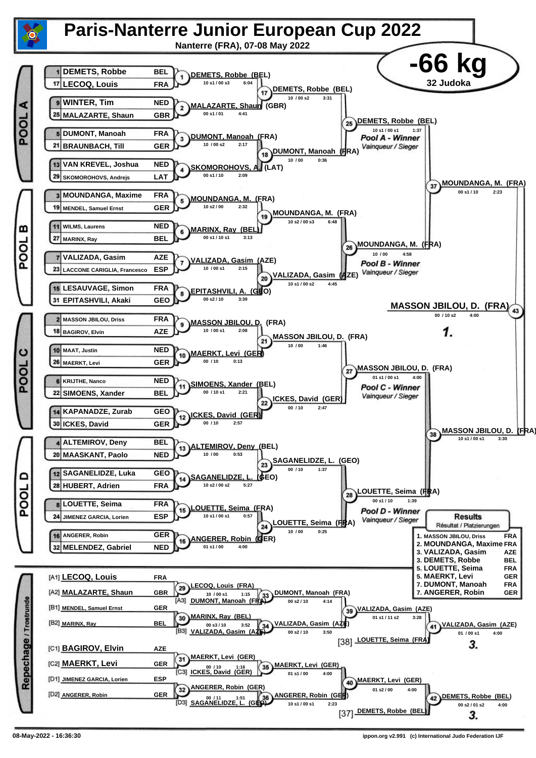# Paris-Nanterre Junior European Cup 2022

Nanterre (FRA), 07-08 May 2022

## -66 kg

32 Judoka

### POOL A

| Seed | Name | Nation |
|---|---|---|
| 1 | DEMETS, Robbe | BEL |
| 17 | LECOQ, Louis | FRA |
| 9 | WINTER, Tim | NED |
| 25 | MALAZARTE, Shaun | GBR |
| 5 | DUMONT, Manoah | FRA |
| 21 | BRAUNBACH, Till | GER |
| 13 | VAN KREVEL, Joshua | NED |
| 29 | SKOMOROHOVS, Andrejs | LAT |

- 1: DEMETS, Robbe (BEL) — 10 s1 / 00 s3 — 6:04
- 2: MALAZARTE, Shaun (GBR) — 00 s1 / 01 — 4:41
- 3: DUMONT, Manoah (FRA) — 10 / 00 s2 — 2:17
- 4: SKOMOROHOVS, A. (LAT) — 00 s1 / 10 — 2:09
- 17: DEMETS, Robbe (BEL) — 10 / 00 s2 — 3:31
- 18: DUMONT, Manoah (FRA) — 10 / 00 — 0:36
- 25: DEMETS, Robbe (BEL) — 10 s1 / 00 s1 — 1:37 — *Pool A - Winner* / *Vainqueur / Sieger*

### POOL B

| Seed | Name | Nation |
|---|---|---|
| 3 | MOUNDANGA, Maxime | FRA |
| 19 | MENDEL, Samuel Ernst | GER |
| 11 | WILMS, Laurens | NED |
| 27 | MARINX, Ray | BEL |
| 7 | VALIZADA, Gasim | AZE |
| 23 | LACCONE CARIGLIA, Francesco | ESP |
| 15 | LESAUVAGE, Simon | FRA |
| 31 | EPITASHVILI, Akaki | GEO |

- 5: MOUNDANGA, M. (FRA) — 10 s2 / 00 — 2:32
- 6: MARINX, Ray (BEL) — 00 s1 / 10 s1 — 3:13
- 7: VALIZADA, Gasim (AZE) — 10 / 00 s1 — 2:15
- 8: EPITASHVILI, A. (GEO) — 00 s2 / 10 — 3:39
- 19: MOUNDANGA, M. (FRA) — 10 s2 / 00 s3 — 6:48
- 20: VALIZADA, Gasim (AZE) — 10 s1 / 00 s2 — 4:45
- 26: MOUNDANGA, M. (FRA) — 10 / 00 — 4:58 — *Pool B - Winner* / *Vainqueur / Sieger*

- 37: MOUNDANGA, M. (FRA) — 00 s1 / 10 — 2:23

### POOL C

| Seed | Name | Nation |
|---|---|---|
| 2 | MASSON JBILOU, Driss | FRA |
| 18 | BAGIROV, Elvin | AZE |
| 10 | MAAT, Justin | NED |
| 26 | MAERKT, Levi | GER |
| 6 | KRIJTHE, Nanco | NED |
| 22 | SIMOENS, Xander | BEL |
| 14 | KAPANADZE, Zurab | GEO |
| 30 | ICKES, David | GER |

- 9: MASSON JBILOU, D. (FRA) — 10 / 00 s1 — 2:08
- 10: MAERKT, Levi (GER) — 00 / 10 — 0:13
- 11: SIMOENS, Xander (BEL) — 00 / 10 s1 — 2:21
- 12: ICKES, David (GER) — 00 / 10 — 2:57
- 21: MASSON JBILOU, D. (FRA) — 10 / 00 — 1:46
- 22: ICKES, David (GER) — 00 / 10 — 2:47
- 27: MASSON JBILOU, D. (FRA) — 01 s1 / 00 s1 — 4:00 — *Pool C - Winner* / *Vainqueur / Sieger*

### POOL D

| Seed | Name | Nation |
|---|---|---|
| 4 | ALTEMIROV, Deny | BEL |
| 20 | MAASKANT, Paolo | NED |
| 12 | SAGANELIDZE, Luka | GEO |
| 28 | HUBERT, Adrien | FRA |
| 8 | LOUETTE, Seima | FRA |
| 24 | JIMENEZ GARCIA, Lorien | ESP |
| 16 | ANGERER, Robin | GER |
| 32 | MELENDEZ, Gabriel | NED |

- 13: ALTEMIROV, Deny (BEL) — 10 / 00 — 0:53
- 14: SAGANELIDZE, L. (GEO) — 10 s2 / 00 s2 — 5:27
- 15: LOUETTE, Seima (FRA) — 10 s1 / 00 s1 — 0:57
- 16: ANGERER, Robin (GER) — 01 s1 / 00 — 4:00
- 23: SAGANELIDZE, L. (GEO) — 00 / 10 — 1:37
- 24: LOUETTE, Seima (FRA) — 10 / 00 — 0:25
- 28: LOUETTE, Seima (FRA) — 00 s1 / 10 — 1:39 — *Pool D - Winner* / *Vainqueur / Sieger*

- 38: MASSON JBILOU, D. (FRA) — 10 s1 / 00 s1 — 3:30

### Final

- 43: MASSON JBILOU, D. (FRA) — 00 / 10 s2 — 4:00 — **1.**

### Repechage / Trostrunde

- [A1] LECOQ, Louis — FRA
- [A2] MALAZARTE, Shaun — GBR
- [B1] MENDEL, Samuel Ernst — GER
- [B2] MARINX, Ray — BEL
- [C1] BAGIROV, Elvin — AZE
- [C2] MAERKT, Levi — GER
- [D1] JIMENEZ GARCIA, Lorien — ESP
- [D2] ANGERER, Robin — GER

- 29: LECOQ, Louis (FRA) — 10 / 00 s1 — 1:15
- 33: [A3] DUMONT, Manoah (FRA) vs winner 29 → DUMONT, Manoah (FRA) — 00 s2 / 10 — 4:14
- 30: MARINX, Ray (BEL) — 00 s3 / 10 — 3:52
- 34: [B3] VALIZADA, Gasim (AZE) vs winner 30 → VALIZADA, Gasim (AZE) — 00 s2 / 10 — 3:50
- 39: VALIZADA, Gasim (AZE) — 01 s1 / 11 s2 — 3:28
- [38] LOUETTE, Seima (FRA)
- 41: VALIZADA, Gasim (AZE) — 01 / 00 s1 — 4:00 — **3.**
- 31: MAERKT, Levi (GER) — 00 / 10 — 1:16
- 35: [C3] ICKES, David (GER) vs winner 31 → MAERKT, Levi (GER) — 01 s1 / 00 — 4:00
- 32: ANGERER, Robin (GER) — 00 / 11 — 1:51
- 36: [D3] SAGANELIDZE, L. (GEO) vs winner 32 → ANGERER, Robin (GER) — 10 s1 / 00 s1 — 2:23
- 40: MAERKT, Levi (GER) — 01 s2 / 00 — 4:00
- [37] DEMETS, Robbe (BEL)
- 42: DEMETS, Robbe (BEL) — 00 s2 / 01 s2 — 4:00 — **3.**

### Results
Résultat / Platzierungen

| Place | Name | Nation |
|---|---|---|
| 1. | MASSON JBILOU, Driss | FRA |
| 2. | MOUNDANGA, Maxime | FRA |
| 3. | VALIZADA, Gasim | AZE |
| 3. | DEMETS, Robbe | BEL |
| 5. | LOUETTE, Seima | FRA |
| 5. | MAERKT, Levi | GER |
| 7. | DUMONT, Manoah | FRA |
| 7. | ANGERER, Robin | GER |

08-May-2022 - 16:36:30 — ippon.org v2.991 (c) International Judo Federation IJF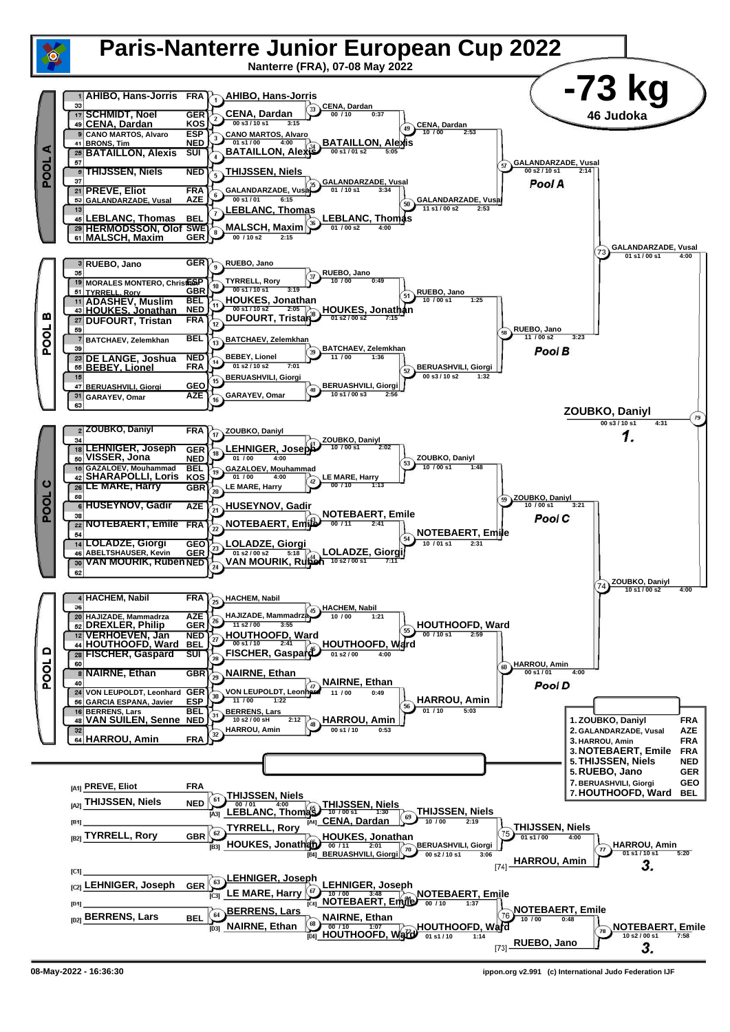# Paris-Nanterre Junior European Cup 2022

Nanterre (FRA), 07-08 May 2022

## -73 kg

46 Judoka

## POOL A

| Seed | Name | Country |
|---|---|---|
| 1 | AHIBO, Hans-Jorris | FRA |
| 33 | | |
| 17 | SCHMIDT, Noel | GER |
| 49 | CENA, Dardan | KOS |
| 9 | CANO MARTOS, Alvaro | ESP |
| 41 | BRONS, Tim | NED |
| 25 | BATAILLON, Alexis | SUI |
| 57 | | |
| 5 | THIJSSEN, Niels | NED |
| 37 | | |
| 21 | PREVE, Eliot | FRA |
| 53 | GALANDARZADE, Vusal | AZE |
| 13 | | |
| 45 | LEBLANC, Thomas | BEL |
| 29 | HERMODSSON, Olof | SWE |
| 61 | MALSCH, Maxim | GER |

- 1: AHIBO, Hans-Jorris
- 2: CENA, Dardan 00 s3 / 10 s1 3:15
- 3: CANO MARTOS, Alvaro 01 s1 / 00 4:00
- 4: BATAILLON, Alexis
- 5: THIJSSEN, Niels
- 6: GALANDARZADE, Vusal 00 s1 / 01 6:15
- 7: LEBLANC, Thomas
- 8: MALSCH, Maxim 00 / 10 s2 2:15
- 33: CENA, Dardan 00 / 10 0:37
- 34: BATAILLON, Alexis 00 s1 / 01 s2 5:05
- 35: GALANDARZADE, Vusal 01 / 10 s1 3:34
- 36: LEBLANC, Thomas 01 / 00 s2 4:00
- 49: CENA, Dardan 10 / 00 2:53
- 50: GALANDARZADE, Vusal 11 s1 / 00 s2 2:53
- 57: GALANDARZADE, Vusal 00 s2 / 10 s1 2:14 — Pool A

## POOL B

| Seed | Name | Country |
|---|---|---|
| 3 | RUEBO, Jano | GER |
| 35 | | |
| 19 | MORALES MONTERO, Christian | ESP |
| 51 | TYRRELL, Rory | GBR |
| 11 | ADASHEV, Muslim | BEL |
| 43 | HOUKES, Jonathan | NED |
| 27 | DUFOURT, Tristan | FRA |
| 59 | | |
| 7 | BATCHAEV, Zelemkhan | BEL |
| 39 | | |
| 23 | DE LANGE, Joshua | NED |
| 55 | BEBEY, Lionel | FRA |
| 15 | | |
| 47 | BERUASHVILI, Giorgi | GEO |
| 31 | GARAYEV, Omar | AZE |
| 63 | | |

- 9: RUEBO, Jano
- 10: TYRRELL, Rory 00 s1 / 10 s1 3:19
- 11: HOUKES, Jonathan 00 s1 / 10 s2 2:05
- 12: DUFOURT, Tristan
- 13: BATCHAEV, Zelemkhan
- 14: BEBEY, Lionel 01 s2 / 10 s2 7:01
- 15: BERUASHVILI, Giorgi
- 16: GARAYEV, Omar
- 37: RUEBO, Jano 10 / 00 0:49
- 38: HOUKES, Jonathan 01 s2 / 00 s2 7:15
- 39: BATCHAEV, Zelemkhan 11 / 00 1:36
- 40: BERUASHVILI, Giorgi 10 s1 / 00 s3 2:56
- 51: RUEBO, Jano 10 / 00 s1 1:25
- 52: BERUASHVILI, Giorgi 00 s3 / 10 s2 1:32
- 58: RUEBO, Jano 11 / 00 s2 3:23 — Pool B

## POOL C

| Seed | Name | Country |
|---|---|---|
| 2 | ZOUBKO, Daniyl | FRA |
| 34 | | |
| 18 | LEHNIGER, Joseph | GER |
| 50 | VISSER, Jona | NED |
| 10 | GAZALOEV, Mouhammad | BEL |
| 42 | SHARAPOLLI, Loris | KOS |
| 26 | LE MARE, Harry | GBR |
| 58 | | |
| 6 | HUSEYNOV, Gadir | AZE |
| 38 | | |
| 22 | NOTEBAERT, Emile | FRA |
| 54 | | |
| 14 | LOLADZE, Giorgi | GEO |
| 46 | ABELTSHAUSER, Kevin | GER |
| 30 | VAN MOURIK, Ruben | NED |
| 62 | | |

- 17: ZOUBKO, Daniyl
- 18: LEHNIGER, Joseph 01 / 00 4:00
- 19: GAZALOEV, Mouhammad 01 / 00 4:00
- 20: LE MARE, Harry
- 21: HUSEYNOV, Gadir
- 22: NOTEBAERT, Emile
- 23: LOLADZE, Giorgi 01 s2 / 00 s2 5:18
- 24: VAN MOURIK, Ruben
- 41: ZOUBKO, Daniyl 10 / 00 s1 2:02
- 42: LE MARE, Harry 00 / 10 1:13
- 43: NOTEBAERT, Emile 00 / 11 2:41
- 44: LOLADZE, Giorgi 10 s2 / 00 s1 7:11
- 53: ZOUBKO, Daniyl 10 / 00 s1 1:48
- 54: NOTEBAERT, Emile 10 / 01 s1 2:31
- 59: ZOUBKO, Daniyl 10 / 00 s1 3:21 — Pool C

## POOL D

| Seed | Name | Country |
|---|---|---|
| 4 | HACHEM, Nabil | FRA |
| 36 | | |
| 20 | HAJIZADE, Mammadrza | AZE |
| 52 | DREXLER, Philip | GER |
| 12 | VERHOEVEN, Jan | NED |
| 44 | HOUTHOOFD, Ward | BEL |
| 28 | FISCHER, Gaspard | SUI |
| 60 | | |
| 8 | NAIRNE, Ethan | GBR |
| 40 | | |
| 24 | VON LEUPOLDT, Leonhard | GER |
| 56 | GARCIA ESPANA, Javier | ESP |
| 16 | BERRENS, Lars | BEL |
| 48 | VAN SUILEN, Senne | NED |
| 32 | | |
| 64 | HARROU, Amin | FRA |

- 25: HACHEM, Nabil
- 26: HAJIZADE, Mammadrza 11 s2 / 00 3:55
- 27: HOUTHOOFD, Ward 00 s1 / 10 2:41
- 28: FISCHER, Gaspard
- 29: NAIRNE, Ethan
- 30: VON LEUPOLDT, Leonhard 11 / 00 1:22
- 31: BERRENS, Lars 10 s2 / 00 sH 2:12
- 32: HARROU, Amin
- 45: HACHEM, Nabil 10 / 00 1:21
- 46: HOUTHOOFD, Ward 01 s2 / 00 4:00
- 47: NAIRNE, Ethan 11 / 00 0:49
- 48: HARROU, Amin 00 s1 / 10 0:53
- 55: HOUTHOOFD, Ward 00 / 10 s1 2:59
- 56: HARROU, Amin 01 / 10 5:03
- 60: HARROU, Amin 00 s1 / 01 4:00 — Pool D

## Final Block

- 73: GALANDARZADE, Vusal 01 s1 / 00 s1 4:00
- 74: ZOUBKO, Daniyl 10 s1 / 00 s2 4:00
- 79: ZOUBKO, Daniyl 00 s3 / 10 s1 4:31 — 1.

## Repechage

| | Name | Country |
|---|---|---|
| [A1] | PREVE, Eliot | FRA |
| [A2] | THIJSSEN, Niels | NED |
| [B1] | | |
| [B2] | TYRRELL, Rory | GBR |
| [C1] | | |
| [C2] | LEHNIGER, Joseph | GER |
| [D1] | | |
| [D2] | BERRENS, Lars | BEL |

- 61: THIJSSEN, Niels 00 / 01 4:00
- 62: TYRRELL, Rory
- 63: LEHNIGER, Joseph
- 64: BERRENS, Lars
- 65: THIJSSEN, Niels 10 / 00 s1 1:30 (vs [A3] LEBLANC, Thomas)
- 66: HOUKES, Jonathan 00 / 11 2:01 ([B3] HOUKES, Jonathan)
- 67: LEHNIGER, Joseph 10 / 00 3:48 (vs [C3] LE MARE, Harry)
- 68: NAIRNE, Ethan 00 / 10 1:07 ([D3] NAIRNE, Ethan)
- 69: THIJSSEN, Niels 10 / 00 2:19 (vs [A4] CENA, Dardan)
- 70: BERUASHVILI, Giorgi 00 s2 / 10 s1 3:06 (vs [B4] BERUASHVILI, Giorgi)
- 71: NOTEBAERT, Emile 00 / 10 1:37 (vs [C4] NOTEBAERT, Emile)
- 72: HOUTHOOFD, Ward 01 s1 / 10 1:14 (vs [D4] HOUTHOOFD, Ward)
- 75: THIJSSEN, Niels 01 s1 / 00 4:00
- 76: NOTEBAERT, Emile 10 / 00 0:48
- 77: HARROU, Amin 01 s1 / 10 s1 5:20 (vs [74] HARROU, Amin) — 3.
- 78: NOTEBAERT, Emile 10 s2 / 00 s1 7:58 (vs [73] RUEBO, Jano) — 3.

## Final Results

| Place | Name | Country |
|---|---|---|
| 1. | ZOUBKO, Daniyl | FRA |
| 2. | GALANDARZADE, Vusal | AZE |
| 3. | HARROU, Amin | FRA |
| 3. | NOTEBAERT, Emile | FRA |
| 5. | THIJSSEN, Niels | NED |
| 5. | RUEBO, Jano | GER |
| 7. | BERUASHVILI, Giorgi | GEO |
| 7. | HOUTHOOFD, Ward | BEL |

08-May-2022 - 16:36:30

ippon.org v2.991 (c) International Judo Federation IJF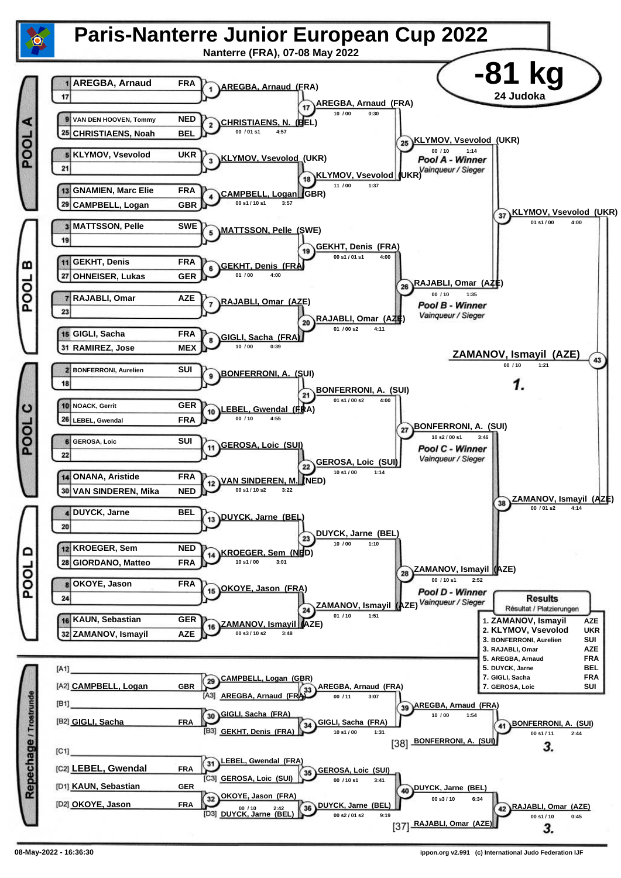# Paris-Nanterre Junior European Cup 2022

Nanterre (FRA), 07-08 May 2022

## -81 kg

24 Judoka

### POOL A

| Seed | Name | Country |
|---|---|---|
| 1 | AREGBA, Arnaud | FRA |
| 17 | | |
| 9 | VAN DEN HOOVEN, Tommy | NED |
| 25 | CHRISTIAENS, Noah | BEL |
| 5 | KLYMOV, Vsevolod | UKR |
| 21 | | |
| 13 | GNAMIEN, Marc Elie | FRA |
| 29 | CAMPBELL, Logan | GBR |

- (1) AREGBA, Arnaud (FRA)
- (2) CHRISTIAENS, N. (BEL) — 00 / 01 s1 — 4:57
- (3) KLYMOV, Vsevolod (UKR)
- (4) CAMPBELL, Logan (GBR) — 00 s1 / 10 s1 — 3:57
- (17) AREGBA, Arnaud (FRA) — 10 / 00 — 0:30
- (18) KLYMOV, Vsevolod (UKR) — 11 / 00 — 1:37
- (25) KLYMOV, Vsevolod (UKR) — 00 / 10 — 1:14 — *Pool A - Winner* / *Vainqueur / Sieger*

### POOL B

| Seed | Name | Country |
|---|---|---|
| 3 | MATTSSON, Pelle | SWE |
| 19 | | |
| 11 | GEKHT, Denis | FRA |
| 27 | OHNEISER, Lukas | GER |
| 7 | RAJABLI, Omar | AZE |
| 23 | | |
| 15 | GIGLI, Sacha | FRA |
| 31 | RAMIREZ, Jose | MEX |

- (5) MATTSSON, Pelle (SWE)
- (6) GEKHT, Denis (FRA) — 01 / 00 — 4:00
- (7) RAJABLI, Omar (AZE)
- (8) GIGLI, Sacha (FRA) — 10 / 00 — 0:39
- (19) GEKHT, Denis (FRA) — 00 s1 / 01 s1 — 4:00
- (20) RAJABLI, Omar (AZE) — 01 / 00 s2 — 4:11
- (26) RAJABLI, Omar (AZE) — 00 / 10 — 1:35 — *Pool B - Winner* / *Vainqueur / Sieger*

- (37) KLYMOV, Vsevolod (UKR) — 01 s1 / 00 — 4:00

### POOL C

| Seed | Name | Country |
|---|---|---|
| 2 | BONFERRONI, Aurelien | SUI |
| 18 | | |
| 10 | NOACK, Gerrit | GER |
| 26 | LEBEL, Gwendal | FRA |
| 6 | GEROSA, Loic | SUI |
| 22 | | |
| 14 | ONANA, Aristide | FRA |
| 30 | VAN SINDEREN, Mika | NED |

- (9) BONFERRONI, A. (SUI)
- (10) LEBEL, Gwendal (FRA) — 00 / 10 — 4:55
- (11) GEROSA, Loic (SUI)
- (12) VAN SINDEREN, M. (NED) — 00 s1 / 10 s2 — 3:22
- (21) BONFERRONI, A. (SUI) — 01 s1 / 00 s2 — 4:00
- (22) GEROSA, Loic (SUI) — 10 s1 / 00 — 1:14
- (27) BONFERRONI, A. (SUI) — 10 s2 / 00 s1 — 3:46 — *Pool C - Winner* / *Vainqueur / Sieger*

### POOL D

| Seed | Name | Country |
|---|---|---|
| 4 | DUYCK, Jarne | BEL |
| 20 | | |
| 12 | KROEGER, Sem | NED |
| 28 | GIORDANO, Matteo | FRA |
| 8 | OKOYE, Jason | FRA |
| 24 | | |
| 16 | KAUN, Sebastian | GER |
| 32 | ZAMANOV, Ismayil | AZE |

- (13) DUYCK, Jarne (BEL)
- (14) KROEGER, Sem (NED) — 10 s1 / 00 — 3:01
- (15) OKOYE, Jason (FRA)
- (16) ZAMANOV, Ismayil (AZE) — 00 s3 / 10 s2 — 3:48
- (23) DUYCK, Jarne (BEL) — 10 / 00 — 1:10
- (24) ZAMANOV, Ismayil (AZE) — 01 / 10 — 1:51
- (28) ZAMANOV, Ismayil (AZE) — 00 / 10 s1 — 2:52 — *Pool D - Winner* / *Vainqueur / Sieger*

- (38) ZAMANOV, Ismayil (AZE) — 00 / 01 s2 — 4:14

### Final

- (43) ZAMANOV, Ismayil (AZE) — 00 / 10 — 1:21 — **1.**

### Repechage / Trostrunde

- [A1]
- [A2] CAMPBELL, Logan (GBR)
- [B1]
- [B2] GIGLI, Sacha (FRA)
- [C1]
- [C2] LEBEL, Gwendal (FRA)
- [D1] KAUN, Sebastian (GER)
- [D2] OKOYE, Jason (FRA)

- (29) CAMPBELL, Logan (GBR)
- (30) GIGLI, Sacha (FRA)
- (31) LEBEL, Gwendal (FRA)
- (32) OKOYE, Jason (FRA) — 00 / 10 — 2:42
- (33) AREGBA, Arnaud (FRA) [A3] — 00 / 11 — 3:07
- (34) GIGLI, Sacha (FRA) [B3 GEKHT, Denis (FRA)] — 10 s1 / 00 — 1:31
- (35) GEROSA, Loic (SUI) [C3] — 00 / 10 s1 — 3:41
- (36) DUYCK, Jarne (BEL) [D3] — 00 s2 / 01 s2 — 9:19
- (39) AREGBA, Arnaud (FRA) — 10 / 00 — 1:54
- (40) DUYCK, Jarne (BEL) — 00 s3 / 10 — 6:34
- [38] BONFERRONI, A. (SUI)
- [37] RAJABLI, Omar (AZE)
- (41) BONFERRONI, A. (SUI) — 00 s1 / 11 — 2:44 — **3.**
- (42) RAJABLI, Omar (AZE) — 00 s1 / 10 — 0:45 — **3.**

### Results
Résultat / Platzierungen

| Place | Name | Country |
|---|---|---|
| 1. | ZAMANOV, Ismayil | AZE |
| 2. | KLYMOV, Vsevolod | UKR |
| 3. | BONFERRONI, Aurelien | SUI |
| 3. | RAJABLI, Omar | AZE |
| 5. | AREGBA, Arnaud | FRA |
| 5. | DUYCK, Jarne | BEL |
| 7. | GIGLI, Sacha | FRA |
| 7. | GEROSA, Loic | SUI |

08-May-2022 - 16:36:30

ippon.org v2.991 (c) International Judo Federation IJF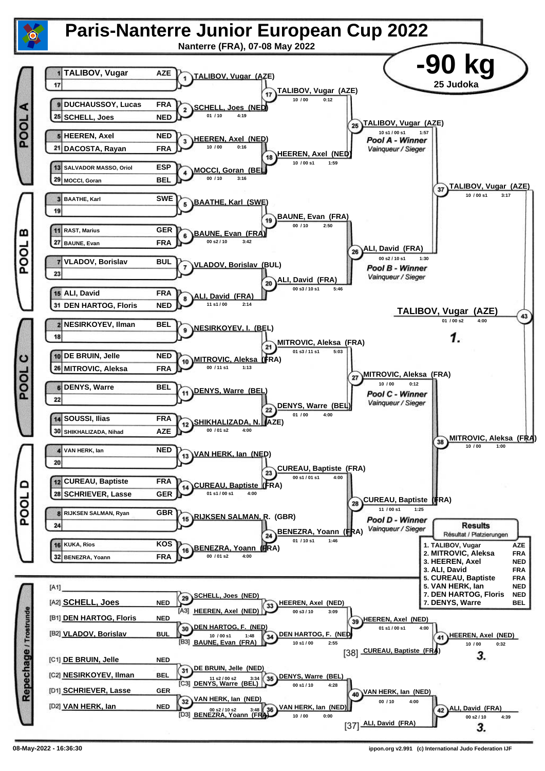# Paris-Nanterre Junior European Cup 2022

Nanterre (FRA), 07-08 May 2022

## -90 kg

25 Judoka

### POOL A

| Seed | Name | Nation |
|---|---|---|
| 1 | TALIBOV, Vugar | AZE |
| 17 | | |
| 9 | DUCHAUSSOY, Lucas | FRA |
| 25 | SCHELL, Joes | NED |
| 5 | HEEREN, Axel | NED |
| 21 | DACOSTA, Rayan | FRA |
| 13 | SALVADOR MASSO, Oriol | ESP |
| 29 | MOCCI, Goran | BEL |

- 1: TALIBOV, Vugar (AZE)
- 2: SCHELL, Joes (NED) — 01 / 10 — 4:19
- 3: HEEREN, Axel (NED) — 10 / 00 — 0:16
- 4: MOCCI, Goran (BEL) — 00 / 10 — 3:16
- 17: TALIBOV, Vugar (AZE) — 10 / 00 — 0:12
- 18: HEEREN, Axel (NED) — 10 / 00 s1 — 1:59
- 25: TALIBOV, Vugar (AZE) — 10 s1 / 00 s1 — 1:57 — *Pool A - Winner / Vainqueur / Sieger*

### POOL B

| Seed | Name | Nation |
|---|---|---|
| 3 | BAATHE, Karl | SWE |
| 19 | | |
| 11 | RAST, Marius | GER |
| 27 | BAUNE, Evan | FRA |
| 7 | VLADOV, Borislav | BUL |
| 23 | | |
| 15 | ALI, David | FRA |
| 31 | DEN HARTOG, Floris | NED |

- 5: BAATHE, Karl (SWE)
- 6: BAUNE, Evan (FRA) — 00 s2 / 10 — 3:42
- 7: VLADOV, Borislav (BUL)
- 8: ALI, David (FRA) — 11 s1 / 00 — 2:14
- 19: BAUNE, Evan (FRA) — 00 / 10 — 2:50
- 20: ALI, David (FRA) — 00 s3 / 10 s1 — 5:46
- 26: ALI, David (FRA) — 00 s2 / 10 s1 — 1:30 — *Pool B - Winner / Vainqueur / Sieger*

### POOL C

| Seed | Name | Nation |
|---|---|---|
| 2 | NESIRKOYEV, Ilman | BEL |
| 18 | | |
| 10 | DE BRUIN, Jelle | NED |
| 26 | MITROVIC, Aleksa | FRA |
| 6 | DENYS, Warre | BEL |
| 22 | | |
| 14 | SOUSSI, Ilias | FRA |
| 30 | SHIKHALIZADA, Nihad | AZE |

- 9: NESIRKOYEV, I. (BEL)
- 10: MITROVIC, Aleksa (FRA) — 00 / 11 s1 — 1:13
- 11: DENYS, Warre (BEL)
- 12: SHIKHALIZADA, N. (AZE) — 00 / 01 s2 — 4:00
- 21: MITROVIC, Aleksa (FRA) — 01 s3 / 11 s1 — 5:03
- 22: DENYS, Warre (BEL) — 01 / 00 — 4:00
- 27: MITROVIC, Aleksa (FRA) — 10 / 00 — 0:12 — *Pool C - Winner / Vainqueur / Sieger*

### POOL D

| Seed | Name | Nation |
|---|---|---|
| 4 | VAN HERK, Ian | NED |
| 20 | | |
| 12 | CUREAU, Baptiste | FRA |
| 28 | SCHRIEVER, Lasse | GER |
| 8 | RIJKSEN SALMAN, Ryan | GBR |
| 24 | | |
| 16 | KUKA, Rios | KOS |
| 32 | BENEZRA, Yoann | FRA |

- 13: VAN HERK, Ian (NED)
- 14: CUREAU, Baptiste (FRA) — 01 s1 / 00 s1 — 4:00
- 15: RIJKSEN SALMAN, R. (GBR)
- 16: BENEZRA, Yoann (FRA) — 00 / 01 s2 — 4:00
- 23: CUREAU, Baptiste (FRA) — 00 s1 / 01 s1 — 4:00
- 24: BENEZRA, Yoann (FRA) — 01 / 10 s1 — 1:46
- 28: CUREAU, Baptiste (FRA) — 11 / 00 s1 — 1:25 — *Pool D - Winner / Vainqueur / Sieger*

### Semi-finals / Final

- 37: TALIBOV, Vugar (AZE) — 10 / 00 s1 — 3:17
- 38: MITROVIC, Aleksa (FRA) — 10 / 00 — 1:00
- 43: **TALIBOV, Vugar (AZE)** — 01 / 00 s2 — 4:00 — **1.**

### Repechage / Trostrunde

| Slot | Name | Nation |
|---|---|---|
| [A1] | | |
| [A2] | SCHELL, Joes | NED |
| [B1] | DEN HARTOG, Floris | NED |
| [B2] | VLADOV, Borislav | BUL |
| [C1] | DE BRUIN, Jelle | NED |
| [C2] | NESIRKOYEV, Ilman | BEL |
| [D1] | SCHRIEVER, Lasse | GER |
| [D2] | VAN HERK, Ian | NED |

- 29: SCHELL, Joes (NED)
- [A3] HEEREN, Axel (NED)
- 33: HEEREN, Axel (NED) — 00 s3 / 10 — 3:09
- 30: DEN HARTOG, F. (NED) — 10 / 00 s1 — 1:48
- [B3] BAUNE, Evan (FRA)
- 34: DEN HARTOG, F. (NED) — 10 s1 / 00 — 2:55
- 39: HEEREN, Axel (NED) — 01 s1 / 00 s1 — 4:00
- [38] CUREAU, Baptiste (FRA)
- 41: HEEREN, Axel (NED) — 10 / 00 — 0:32 — **3.**
- 31: DE BRUIN, Jelle (NED) — 11 s2 / 00 s2 — 3:34
- [C3] DENYS, Warre (BEL)
- 35: DENYS, Warre (BEL) — 00 s1 / 10 — 4:28
- 32: VAN HERK, Ian (NED) — 00 s2 / 10 s2 — 3:48
- [D3] BENEZRA, Yoann (FRA)
- 36: VAN HERK, Ian (NED) — 10 / 00 — 0:00
- 40: VAN HERK, Ian (NED) — 00 / 10 — 4:00
- [37] ALI, David (FRA)
- 42: ALI, David (FRA) — 00 s2 / 10 — 4:39 — **3.**

### Results / Résultat / Platzierungen

| Place | Name | Nation |
|---|---|---|
| 1. | TALIBOV, Vugar | AZE |
| 2. | MITROVIC, Aleksa | FRA |
| 3. | HEEREN, Axel | NED |
| 3. | ALI, David | FRA |
| 5. | CUREAU, Baptiste | FRA |
| 5. | VAN HERK, Ian | NED |
| 7. | DEN HARTOG, Floris | NED |
| 7. | DENYS, Warre | BEL |

08-May-2022 - 16:36:30

ippon.org v2.991 (c) International Judo Federation IJF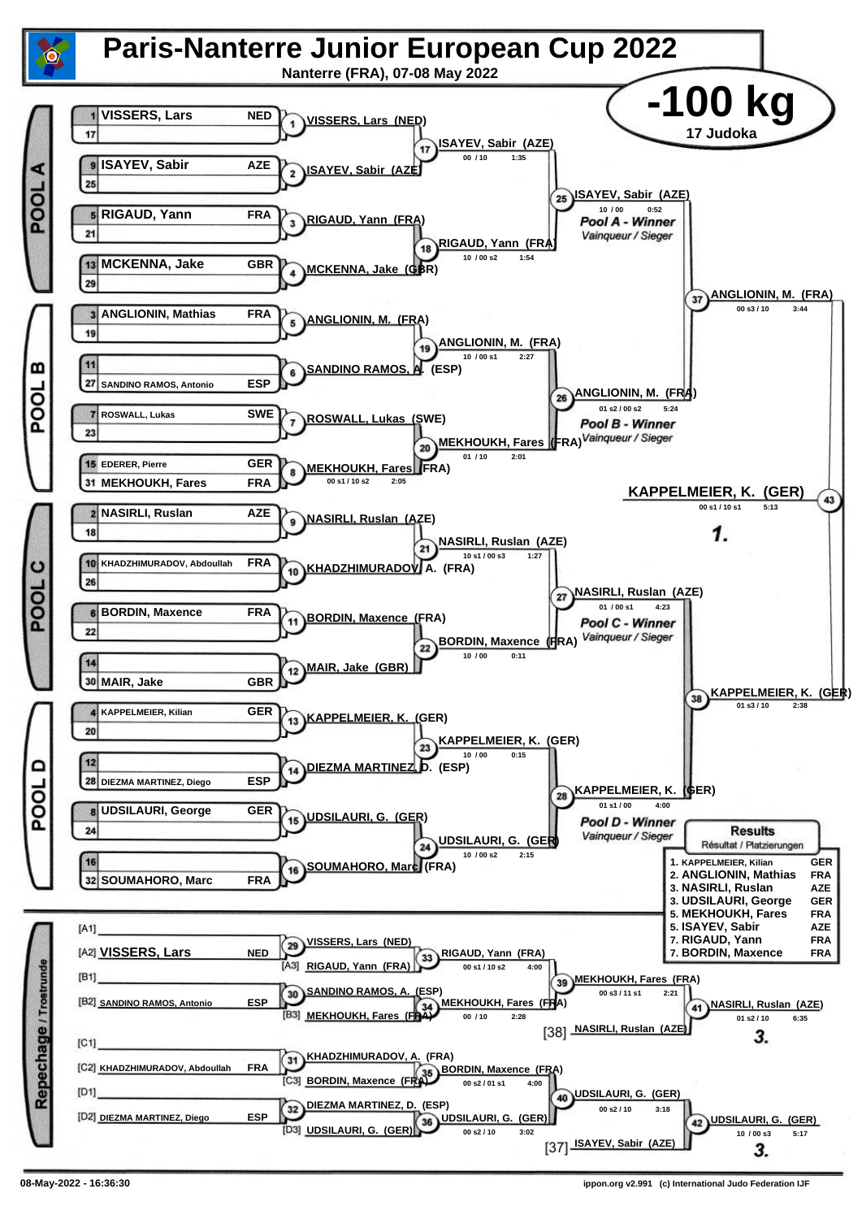# Paris-Nanterre Junior European Cup 2022

Nanterre (FRA), 07-08 May 2022

## -100 kg

17 Judoka

### POOL A

| Seed | Name | Nation |
|---|---|---|
| 1 | VISSERS, Lars | NED |
| 17 | | |
| 9 | ISAYEV, Sabir | AZE |
| 25 | | |
| 5 | RIGAUD, Yann | FRA |
| 21 | | |
| 13 | MCKENNA, Jake | GBR |
| 29 | | |

- (1) VISSERS, Lars (NED)
- (2) ISAYEV, Sabir (AZE)
- (3) RIGAUD, Yann (FRA)
- (4) MCKENNA, Jake (GBR)
- (17) ISAYEV, Sabir (AZE) — 00 / 10 — 1:35
- (18) RIGAUD, Yann (FRA) — 10 / 00 s2 — 1:54
- (25) ISAYEV, Sabir (AZE) — 10 / 00 — 0:52 — Pool A - Winner / Vainqueur / Sieger

### POOL B

| Seed | Name | Nation |
|---|---|---|
| 3 | ANGLIONIN, Mathias | FRA |
| 19 | | |
| 11 | | |
| 27 | SANDINO RAMOS, Antonio | ESP |
| 7 | ROSWALL, Lukas | SWE |
| 23 | | |
| 15 | EDERER, Pierre | GER |
| 31 | MEKHOUKH, Fares | FRA |

- (5) ANGLIONIN, M. (FRA)
- (6) SANDINO RAMOS, A. (ESP)
- (7) ROSWALL, Lukas (SWE)
- (8) MEKHOUKH, Fares (FRA) — 00 s1 / 10 s2 — 2:05
- (19) ANGLIONIN, M. (FRA) — 10 / 00 s1 — 2:27
- (20) MEKHOUKH, Fares (FRA) — 01 / 10 — 2:01
- (26) ANGLIONIN, M. (FRA) — 01 s2 / 00 s2 — 5:24 — Pool B - Winner / Vainqueur / Sieger

### POOL C

| Seed | Name | Nation |
|---|---|---|
| 2 | NASIRLI, Ruslan | AZE |
| 18 | | |
| 10 | KHADZHIMURADOV, Abdoullah | FRA |
| 26 | | |
| 6 | BORDIN, Maxence | FRA |
| 22 | | |
| 14 | | |
| 30 | MAIR, Jake | GBR |

- (9) NASIRLI, Ruslan (AZE)
- (10) KHADZHIMURADOV, A. (FRA)
- (11) BORDIN, Maxence (FRA)
- (12) MAIR, Jake (GBR)
- (21) NASIRLI, Ruslan (AZE) — 10 s1 / 00 s3 — 1:27
- (22) BORDIN, Maxence (FRA) — 10 / 00 — 0:11
- (27) NASIRLI, Ruslan (AZE) — 01 / 00 s1 — 4:23 — Pool C - Winner / Vainqueur / Sieger

### POOL D

| Seed | Name | Nation |
|---|---|---|
| 4 | KAPPELMEIER, Kilian | GER |
| 20 | | |
| 12 | | |
| 28 | DIEZMA MARTINEZ, Diego | ESP |
| 8 | UDSILAURI, George | GER |
| 24 | | |
| 16 | | |
| 32 | SOUMAHORO, Marc | FRA |

- (13) KAPPELMEIER, K. (GER)
- (14) DIEZMA MARTINEZ, D. (ESP)
- (15) UDSILAURI, G. (GER)
- (16) SOUMAHORO, Marc (FRA)
- (23) KAPPELMEIER, K. (GER) — 10 / 00 — 0:15
- (24) UDSILAURI, G. (GER) — 10 / 00 s2 — 2:15
- (28) KAPPELMEIER, K. (GER) — 01 s1 / 00 — 4:00 — Pool D - Winner / Vainqueur / Sieger

### Semi-finals and Final

- (37) ANGLIONIN, M. (FRA) — 00 s3 / 10 — 3:44
- (38) KAPPELMEIER, K. (GER) — 01 s3 / 10 — 2:38
- (43) KAPPELMEIER, K. (GER) — 00 s1 / 10 s1 — 5:13 — **1.**

### Repechage / Trostrunde

- [A1]
- [A2] VISSERS, Lars — NED
- [A3] RIGAUD, Yann (FRA)
- [B1]
- [B2] SANDINO RAMOS, Antonio — ESP
- [B3] MEKHOUKH, Fares (FRA)
- [C1]
- [C2] KHADZHIMURADOV, Abdoullah — FRA
- [C3] BORDIN, Maxence (FRA)
- [D1]
- [D2] DIEZMA MARTINEZ, Diego — ESP
- [D3] UDSILAURI, G. (GER)

- (29) VISSERS, Lars (NED)
- (30) SANDINO RAMOS, A. (ESP)
- (31) KHADZHIMURADOV, A. (FRA)
- (32) DIEZMA MARTINEZ, D. (ESP)
- (33) RIGAUD, Yann (FRA) — 00 s1 / 10 s2 — 4:00
- (34) MEKHOUKH, Fares (FRA) — 00 / 10 — 2:28
- (35) BORDIN, Maxence (FRA) — 00 s2 / 01 s1 — 4:00
- (36) UDSILAURI, G. (GER) — 00 s2 / 10 — 3:02
- (39) MEKHOUKH, Fares (FRA) — 00 s3 / 11 s1 — 2:21
- [38] NASIRLI, Ruslan (AZE)
- (41) NASIRLI, Ruslan (AZE) — 01 s2 / 10 — 6:35 — **3.**
- (40) UDSILAURI, G. (GER) — 00 s2 / 10 — 3:18
- [37] ISAYEV, Sabir (AZE)
- (42) UDSILAURI, G. (GER) — 10 / 00 s3 — 5:17 — **3.**

### Results / Résultat / Platzierungen

| Place | Name | Nation |
|---|---|---|
| 1. | KAPPELMEIER, Kilian | GER |
| 2. | ANGLIONIN, Mathias | FRA |
| 3. | NASIRLI, Ruslan | AZE |
| 3. | UDSILAURI, George | GER |
| 5. | MEKHOUKH, Fares | FRA |
| 5. | ISAYEV, Sabir | AZE |
| 7. | RIGAUD, Yann | FRA |
| 7. | BORDIN, Maxence | FRA |

08-May-2022 - 16:36:30

ippon.org v2.991 (c) International Judo Federation IJF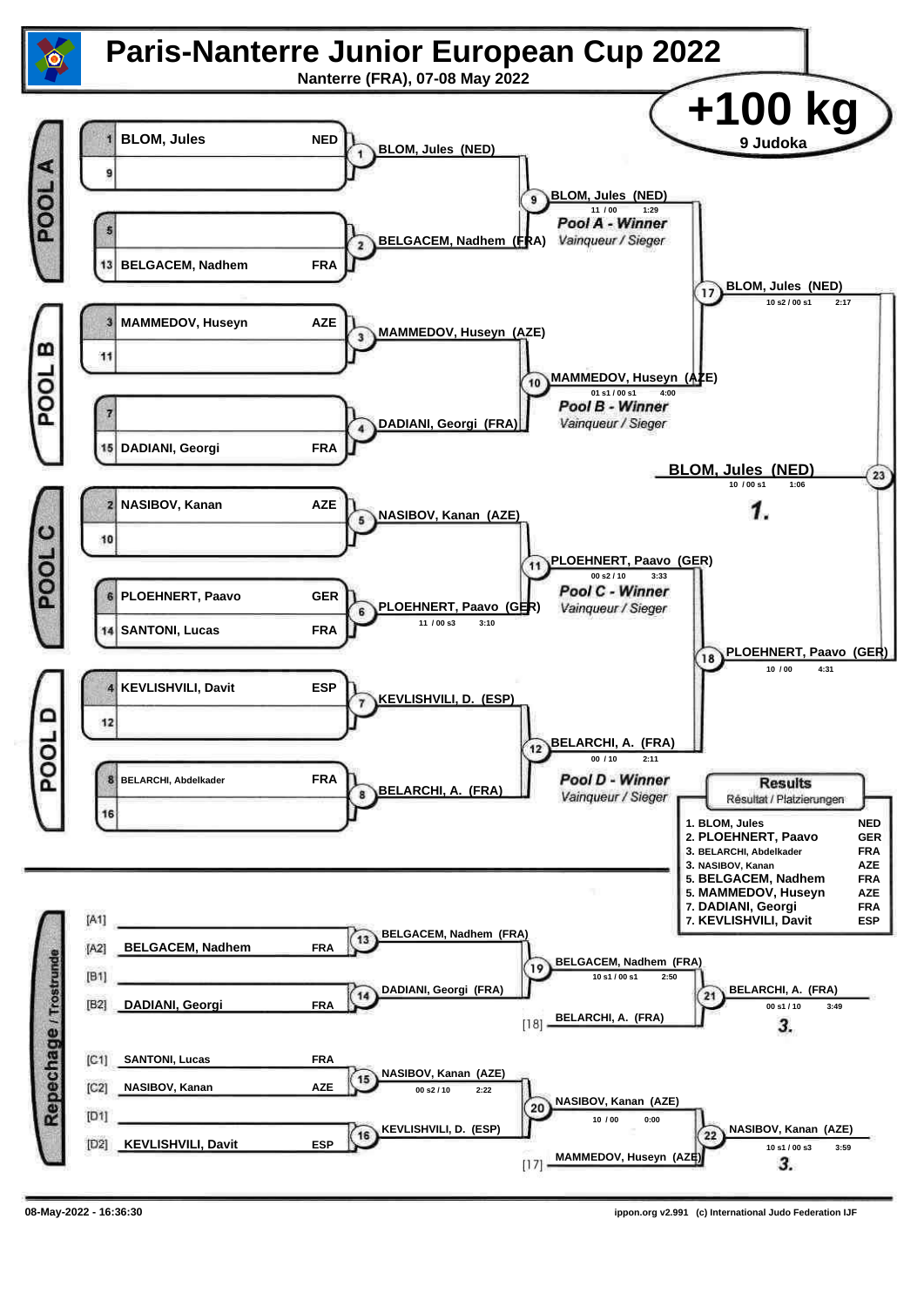# Paris-Nanterre Junior European Cup 2022

Nanterre (FRA), 07-08 May 2022

## +100 kg

9 Judoka

### POOL A

| Seed | Name | Country |
|---|---|---|
| 1 | BLOM, Jules | NED |
| 9 | | |
| 5 | | |
| 13 | BELGACEM, Nadhem | FRA |

- Contest 1: BLOM, Jules (NED)
- Contest 2: BELGACEM, Nadhem (FRA)
- Contest 9: BLOM, Jules (NED) — 11 / 00 — 1:29

*Pool A - Winner*
*Vainqueur / Sieger*

### POOL B

| Seed | Name | Country |
|---|---|---|
| 3 | MAMMEDOV, Huseyn | AZE |
| 11 | | |
| 7 | | |
| 15 | DADIANI, Georgi | FRA |

- Contest 3: MAMMEDOV, Huseyn (AZE)
- Contest 4: DADIANI, Georgi (FRA)
- Contest 10: MAMMEDOV, Huseyn (AZE) — 01 s1 / 00 s1 — 4:00

*Pool B - Winner*
*Vainqueur / Sieger*

### POOL C

| Seed | Name | Country |
|---|---|---|
| 2 | NASIBOV, Kanan | AZE |
| 10 | | |
| 6 | PLOEHNERT, Paavo | GER |
| 14 | SANTONI, Lucas | FRA |

- Contest 5: NASIBOV, Kanan (AZE)
- Contest 6: PLOEHNERT, Paavo (GER) — 11 / 00 s3 — 3:10
- Contest 11: PLOEHNERT, Paavo (GER) — 00 s2 / 10 — 3:33

*Pool C - Winner*
*Vainqueur / Sieger*

### POOL D

| Seed | Name | Country |
|---|---|---|
| 4 | KEVLISHVILI, Davit | ESP |
| 12 | | |
| 8 | BELARCHI, Abdelkader | FRA |
| 16 | | |

- Contest 7: KEVLISHVILI, D. (ESP)
- Contest 8: BELARCHI, A. (FRA)
- Contest 12: BELARCHI, A. (FRA) — 00 / 10 — 2:11

*Pool D - Winner*
*Vainqueur / Sieger*

### Semi-finals and Final

- Contest 17: BLOM, Jules (NED) — 10 s2 / 00 s1 — 2:17
- Contest 18: PLOEHNERT, Paavo (GER) — 10 / 00 — 4:31
- Contest 23 (Final): BLOM, Jules (NED) — 10 / 00 s1 — 1:06 — **1.**

### Repechage / Trostrunde

| Slot | Name | Country |
|---|---|---|
| [A1] | | |
| [A2] | BELGACEM, Nadhem | FRA |
| [B1] | | |
| [B2] | DADIANI, Georgi | FRA |
| [C1] | SANTONI, Lucas | FRA |
| [C2] | NASIBOV, Kanan | AZE |
| [D1] | | |
| [D2] | KEVLISHVILI, Davit | ESP |

- Contest 13: BELGACEM, Nadhem (FRA)
- Contest 14: DADIANI, Georgi (FRA)
- Contest 19: BELGACEM, Nadhem (FRA) — 10 s1 / 00 s1 — 2:50
- [18] BELARCHI, A. (FRA)
- Contest 21: BELARCHI, A. (FRA) — 00 s1 / 10 — 3:49 — **3.**
- Contest 15: NASIBOV, Kanan (AZE) — 00 s2 / 10 — 2:22
- Contest 16: KEVLISHVILI, D. (ESP)
- Contest 20: NASIBOV, Kanan (AZE) — 10 / 00 — 0:00
- [17] MAMMEDOV, Huseyn (AZE)
- Contest 22: NASIBOV, Kanan (AZE) — 10 s1 / 00 s3 — 3:59 — **3.**

### Results

Résultat / Platzierungen

| Place | Name | Country |
|---|---|---|
| 1. | BLOM, Jules | NED |
| 2. | PLOEHNERT, Paavo | GER |
| 3. | BELARCHI, Abdelkader | FRA |
| 3. | NASIBOV, Kanan | AZE |
| 5. | BELGACEM, Nadhem | FRA |
| 5. | MAMMEDOV, Huseyn | AZE |
| 7. | DADIANI, Georgi | FRA |
| 7. | KEVLISHVILI, Davit | ESP |

08-May-2022 - 16:36:30

ippon.org v2.991 (c) International Judo Federation IJF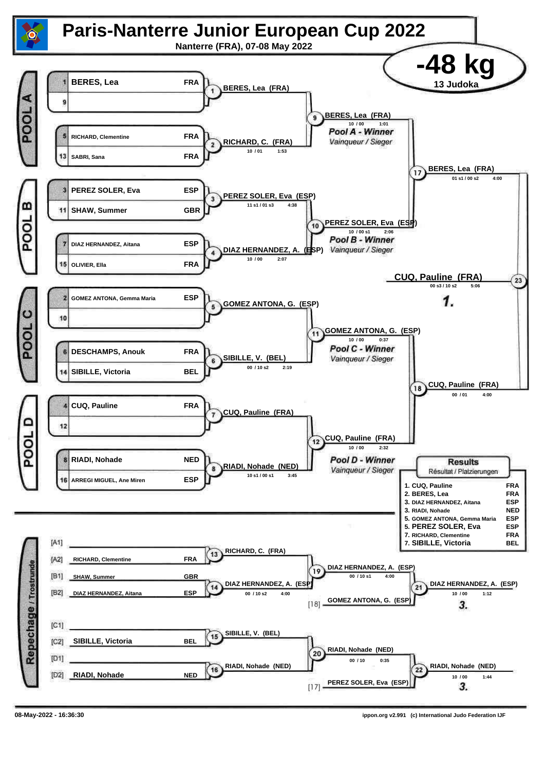# Paris-Nanterre Junior European Cup 2022

Nanterre (FRA), 07-08 May 2022

## -48 kg

13 Judoka

### POOL A

| Seed | Name | Nation |
|---|---|---|
| 1 | BERES, Lea | FRA |
| 9 | | |
| 5 | RICHARD, Clementine | FRA |
| 13 | SABRI, Sana | FRA |

- Contest 1: BERES, Lea (FRA)
- Contest 2: RICHARD, C. (FRA) — 10 / 01 — 1:53
- Contest 9: BERES, Lea (FRA) — 10 / 00 — 1:01 — *Pool A - Winner* / Vainqueur / Sieger

### POOL B

| Seed | Name | Nation |
|---|---|---|
| 3 | PEREZ SOLER, Eva | ESP |
| 11 | SHAW, Summer | GBR |
| 7 | DIAZ HERNANDEZ, Aitana | ESP |
| 15 | OLIVIER, Ella | FRA |

- Contest 3: PEREZ SOLER, Eva (ESP) — 11 s1 / 01 s3 — 4:38
- Contest 4: DIAZ HERNANDEZ, A. (ESP) — 10 / 00 — 2:07
- Contest 10: PEREZ SOLER, Eva (ESP) — 10 / 00 s1 — 2:06 — *Pool B - Winner* / Vainqueur / Sieger

### POOL C

| Seed | Name | Nation |
|---|---|---|
| 2 | GOMEZ ANTONA, Gemma Maria | ESP |
| 10 | | |
| 6 | DESCHAMPS, Anouk | FRA |
| 14 | SIBILLE, Victoria | BEL |

- Contest 5: GOMEZ ANTONA, G. (ESP)
- Contest 6: SIBILLE, V. (BEL) — 00 / 10 s2 — 2:19
- Contest 11: GOMEZ ANTONA, G. (ESP) — 10 / 00 — 0:37 — *Pool C - Winner* / Vainqueur / Sieger

### POOL D

| Seed | Name | Nation |
|---|---|---|
| 4 | CUQ, Pauline | FRA |
| 12 | | |
| 8 | RIADI, Nohade | NED |
| 16 | ARREGI MIGUEL, Ane Miren | ESP |

- Contest 7: CUQ, Pauline (FRA)
- Contest 8: RIADI, Nohade (NED) — 10 s1 / 00 s1 — 3:45
- Contest 12: CUQ, Pauline (FRA) — 10 / 00 — 2:32 — *Pool D - Winner* / Vainqueur / Sieger

### Semi-finals and Final

- Contest 17: BERES, Lea (FRA) — 01 s1 / 00 s2 — 4:00
- Contest 18: CUQ, Pauline (FRA) — 00 / 01 — 4:00
- Contest 23: CUQ, Pauline (FRA) — 00 s3 / 10 s2 — 5:06 — **1.**

### Repechage / Trostrunde

| | Name | Nation |
|---|---|---|
| [A1] | | |
| [A2] | RICHARD, Clementine | FRA |
| [B1] | SHAW, Summer | GBR |
| [B2] | DIAZ HERNANDEZ, Aitana | ESP |
| [C1] | | |
| [C2] | SIBILLE, Victoria | BEL |
| [D1] | | |
| [D2] | RIADI, Nohade | NED |

- Contest 13: RICHARD, C. (FRA)
- Contest 14: DIAZ HERNANDEZ, A. (ESP) — 00 / 10 s2 — 4:00
- Contest 19: DIAZ HERNANDEZ, A. (ESP) — 00 / 10 s1 — 4:00
- Contest 21: DIAZ HERNANDEZ, A. (ESP) vs [18] GOMEZ ANTONA, G. (ESP) — 10 / 00 — 1:12 — **3.**
- Contest 15: SIBILLE, V. (BEL)
- Contest 16: RIADI, Nohade (NED)
- Contest 20: RIADI, Nohade (NED) — 00 / 10 — 0:35
- Contest 22: RIADI, Nohade (NED) vs [17] PEREZ SOLER, Eva (ESP) — 10 / 00 — 1:44 — **3.**

### Results

Résultat / Platzierungen

| Place | Name | Nation |
|---|---|---|
| 1. | CUQ, Pauline | FRA |
| 2. | BERES, Lea | FRA |
| 3. | DIAZ HERNANDEZ, Aitana | ESP |
| 3. | RIADI, Nohade | NED |
| 5. | GOMEZ ANTONA, Gemma Maria | ESP |
| 5. | PEREZ SOLER, Eva | ESP |
| 7. | RICHARD, Clementine | FRA |
| 7. | SIBILLE, Victoria | BEL |

08-May-2022 - 16:36:30

ippon.org v2.991 (c) International Judo Federation IJF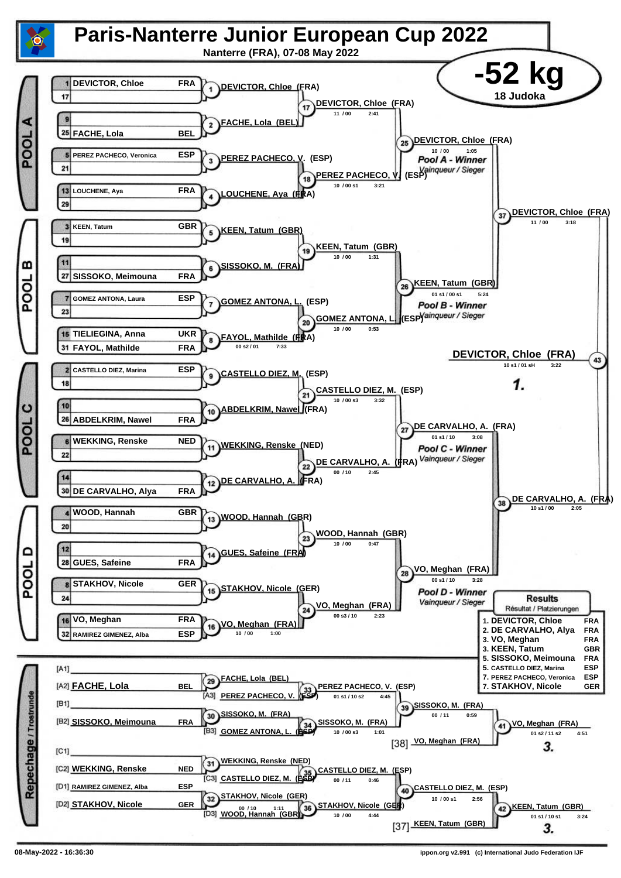# Paris-Nanterre Junior European Cup 2022

Nanterre (FRA), 07-08 May 2022

## -52 kg

18 Judoka

### POOL A

| Seed | Name | Nation |
|---|---|---|
| 1 | DEVICTOR, Chloe | FRA |
| 17 | | |
| 9 | | |
| 25 | FACHE, Lola | BEL |
| 5 | PEREZ PACHECO, Veronica | ESP |
| 21 | | |
| 13 | LOUCHENE, Aya | FRA |
| 29 | | |

- (1) DEVICTOR, Chloe (FRA)
- (2) FACHE, Lola (BEL)
- (3) PEREZ PACHECO, V. (ESP)
- (4) LOUCHENE, Aya (FRA)
- (17) DEVICTOR, Chloe (FRA) — 11 / 00 — 2:41
- (18) PEREZ PACHECO, V. (ESP) — 10 / 00 s1 — 3:21
- (25) DEVICTOR, Chloe (FRA) — 10 / 00 — 1:05 — *Pool A - Winner / Vainqueur / Sieger*

### POOL B

| Seed | Name | Nation |
|---|---|---|
| 3 | KEEN, Tatum | GBR |
| 19 | | |
| 11 | | |
| 27 | SISSOKO, Meimouna | FRA |
| 7 | GOMEZ ANTONA, Laura | ESP |
| 23 | | |
| 15 | TIELIEGINA, Anna | UKR |
| 31 | FAYOL, Mathilde | FRA |

- (5) KEEN, Tatum (GBR)
- (6) SISSOKO, M. (FRA)
- (7) GOMEZ ANTONA, L. (ESP)
- (8) FAYOL, Mathilde (FRA) — 00 s2 / 01 — 7:33
- (19) KEEN, Tatum (GBR) — 10 / 00 — 1:31
- (20) GOMEZ ANTONA, L. (ESP) — 10 / 00 — 0:53
- (26) KEEN, Tatum (GBR) — 01 s1 / 00 s1 — 5:24 — *Pool B - Winner / Vainqueur / Sieger*

### POOL C

| Seed | Name | Nation |
|---|---|---|
| 2 | CASTELLO DIEZ, Marina | ESP |
| 18 | | |
| 10 | | |
| 26 | ABDELKRIM, Nawel | FRA |
| 6 | WEKKING, Renske | NED |
| 22 | | |
| 14 | | |
| 30 | DE CARVALHO, Alya | FRA |

- (9) CASTELLO DIEZ, M. (ESP)
- (10) ABDELKRIM, Nawel (FRA)
- (11) WEKKING, Renske (NED)
- (12) DE CARVALHO, A. (FRA)
- (21) CASTELLO DIEZ, M. (ESP) — 10 / 00 s3 — 3:32
- (22) DE CARVALHO, A. (FRA) — 00 / 10 — 2:45
- (27) DE CARVALHO, A. (FRA) — 01 s1 / 10 — 3:08 — *Pool C - Winner / Vainqueur / Sieger*

### POOL D

| Seed | Name | Nation |
|---|---|---|
| 4 | WOOD, Hannah | GBR |
| 20 | | |
| 12 | | |
| 28 | GUES, Safeine | FRA |
| 8 | STAKHOV, Nicole | GER |
| 24 | | |
| 16 | VO, Meghan | FRA |
| 32 | RAMIREZ GIMENEZ, Alba | ESP |

- (13) WOOD, Hannah (GBR)
- (14) GUES, Safeine (FRA)
- (15) STAKHOV, Nicole (GER)
- (16) VO, Meghan (FRA) — 10 / 00 — 1:00
- (23) WOOD, Hannah (GBR) — 10 / 00 — 0:47
- (24) VO, Meghan (FRA) — 00 s3 / 10 — 2:23
- (28) VO, Meghan (FRA) — 00 s1 / 10 — 3:28 — *Pool D - Winner / Vainqueur / Sieger*

### Semi-finals and Final

- (37) DEVICTOR, Chloe (FRA) — 11 / 00 — 3:18
- (38) DE CARVALHO, A. (FRA) — 10 s1 / 00 — 2:05
- (43) DEVICTOR, Chloe (FRA) — 10 s1 / 01 sH — 3:22 — **1.**

### Repechage / Trostrunde

- [A1]
- [A2] FACHE, Lola — BEL
- [B1]
- [B2] SISSOKO, Meimouna — FRA
- [C1]
- [C2] WEKKING, Renske — NED
- [D1] RAMIREZ GIMENEZ, Alba — ESP
- [D2] STAKHOV, Nicole — GER

- (29) FACHE, Lola (BEL)
- (30) SISSOKO, M. (FRA)
- (31) WEKKING, Renske (NED)
- (32) STAKHOV, Nicole (GER) — 00 / 10 — 1:11
- (33) PEREZ PACHECO, V. (ESP) vs [A3] PEREZ PACHECO, V. (ESP) — 01 s1 / 10 s2 — 4:45
- (34) SISSOKO, M. (FRA) vs [B3] GOMEZ ANTONA, L. (ESP) — 10 / 00 s3 — 1:01
- (35) CASTELLO DIEZ, M. (ESP) vs [C3] CASTELLO DIEZ, M. (ESP) — 00 / 11 — 0:46
- (36) STAKHOV, Nicole (GER) vs [D3] WOOD, Hannah (GBR) — 10 / 00 — 4:44
- (39) SISSOKO, M. (FRA) — 00 / 11 — 0:59
- (40) CASTELLO DIEZ, M. (ESP) — 10 / 00 s1 — 2:56
- (41) VO, Meghan (FRA) vs [38] VO, Meghan (FRA) — 01 s2 / 11 s2 — 4:51 — **3.**
- (42) KEEN, Tatum (GBR) vs [37] KEEN, Tatum (GBR) — 01 s1 / 10 s1 — 3:24 — **3.**

### Results / Résultat / Platzierungen

| Place | Name | Nation |
|---|---|---|
| 1. | DEVICTOR, Chloe | FRA |
| 2. | DE CARVALHO, Alya | FRA |
| 3. | VO, Meghan | FRA |
| 3. | KEEN, Tatum | GBR |
| 5. | SISSOKO, Meimouna | FRA |
| 5. | CASTELLO DIEZ, Marina | ESP |
| 7. | PEREZ PACHECO, Veronica | ESP |
| 7. | STAKHOV, Nicole | GER |

08-May-2022 - 16:36:30 — ippon.org v2.991 (c) International Judo Federation IJF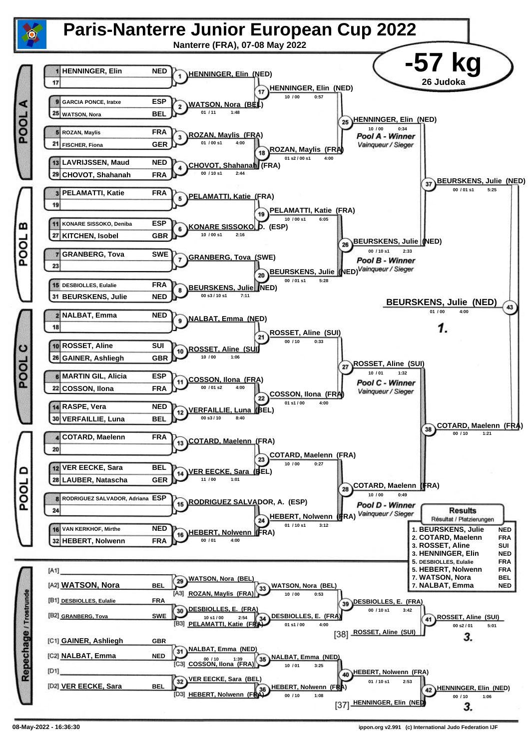# Paris-Nanterre Junior European Cup 2022

Nanterre (FRA), 07-08 May 2022

## -57 kg

26 Judoka

### POOL A

| Seed | Name | Nation |
|---|---|---|
| 1 | HENNINGER, Elin | NED |
| 17 | | |
| 9 | GARCIA PONCE, Iratxe | ESP |
| 25 | WATSON, Nora | BEL |
| 5 | ROZAN, Maylis | FRA |
| 21 | FISCHER, Fiona | GER |
| 13 | LAVRIJSSEN, Maud | NED |
| 29 | CHOVOT, Shahanah | FRA |

- (1) HENNINGER, Elin (NED)
- (2) WATSON, Nora (BEL) — 01 / 11 — 1:48
- (3) ROZAN, Maylis (FRA) — 01 / 00 s1 — 4:00
- (4) CHOVOT, Shahanah (FRA) — 00 / 10 s1 — 2:44
- (17) HENNINGER, Elin (NED) — 10 / 00 — 0:57
- (18) ROZAN, Maylis (FRA) — 01 s2 / 00 s1 — 4:00
- (25) HENNINGER, Elin (NED) — 10 / 00 — 0:34 — Pool A - Winner / Vainqueur / Sieger

### POOL B

| Seed | Name | Nation |
|---|---|---|
| 3 | PELAMATTI, Katie | FRA |
| 19 | | |
| 11 | KONARE SISSOKO, Deniba | ESP |
| 27 | KITCHEN, Isobel | GBR |
| 7 | GRANBERG, Tova | SWE |
| 23 | | |
| 15 | DESBIOLLES, Eulalie | FRA |
| 31 | BEURSKENS, Julie | NED |

- (5) PELAMATTI, Katie (FRA)
- (6) KONARE SISSOKO, D. (ESP) — 10 / 00 s1 — 2:16
- (7) GRANBERG, Tova (SWE)
- (8) BEURSKENS, Julie (NED) — 00 s3 / 10 s1 — 7:11
- (19) PELAMATTI, Katie (FRA) — 10 / 00 s1 — 6:05
- (20) BEURSKENS, Julie (NED) — 00 / 01 s1 — 5:28
- (26) BEURSKENS, Julie (NED) — 00 / 10 s1 — 2:33 — Pool B - Winner / Vainqueur / Sieger

(37) BEURSKENS, Julie (NED) — 00 / 01 s1 — 5:25

### POOL C

| Seed | Name | Nation |
|---|---|---|
| 2 | NALBAT, Emma | NED |
| 18 | | |
| 10 | ROSSET, Aline | SUI |
| 26 | GAINER, Ashliegh | GBR |
| 6 | MARTIN GIL, Alicia | ESP |
| 22 | COSSON, Ilona | FRA |
| 14 | RASPE, Vera | NED |
| 30 | VERFAILLIE, Luna | BEL |

- (9) NALBAT, Emma (NED)
- (10) ROSSET, Aline (SUI) — 10 / 00 — 1:06
- (11) COSSON, Ilona (FRA) — 00 / 01 s2 — 4:00
- (12) VERFAILLIE, Luna (BEL) — 00 s3 / 10 — 8:40
- (21) ROSSET, Aline (SUI) — 00 / 10 — 0:33
- (22) COSSON, Ilona (FRA) — 01 s1 / 00 — 4:00
- (27) ROSSET, Aline (SUI) — 10 / 01 — 1:32 — Pool C - Winner / Vainqueur / Sieger

### POOL D

| Seed | Name | Nation |
|---|---|---|
| 4 | COTARD, Maelenn | FRA |
| 20 | | |
| 12 | VER EECKE, Sara | BEL |
| 28 | LAUBER, Natascha | GER |
| 8 | RODRIGUEZ SALVADOR, Adriana | ESP |
| 24 | | |
| 16 | VAN KERKHOF, Mirthe | NED |
| 32 | HEBERT, Nolwenn | FRA |

- (13) COTARD, Maelenn (FRA)
- (14) VER EECKE, Sara (BEL) — 11 / 00 — 1:01
- (15) RODRIGUEZ SALVADOR, A. (ESP)
- (16) HEBERT, Nolwenn (FRA) — 00 / 01 — 4:00
- (23) COTARD, Maelenn (FRA) — 10 / 00 — 0:27
- (24) HEBERT, Nolwenn (FRA) — 01 / 10 s1 — 3:12
- (28) COTARD, Maelenn (FRA) — 10 / 00 — 0:49 — Pool D - Winner / Vainqueur / Sieger

(38) COTARD, Maelenn (FRA) — 00 / 10 — 1:21

### Final

(43) BEURSKENS, Julie (NED) — 01 / 00 — 4:00 — **1.**

### Repechage / Trostrunde

- [A1]
- [A2] WATSON, Nora (BEL)
- [B1] DESBIOLLES, Eulalie (FRA)
- [B2] GRANBERG, Tova (SWE)
- [C1] GAINER, Ashliegh (GBR)
- [C2] NALBAT, Emma (NED)
- [D1]
- [D2] VER EECKE, Sara (BEL)

- (29) WATSON, Nora (BEL)
- (30) DESBIOLLES, E. (FRA) — 10 s1 / 00 — 2:54
- (31) NALBAT, Emma (NED) — 00 / 10 — 1:39
- (32) VER EECKE, Sara (BEL)
- (33) WATSON, Nora (BEL) vs [A3] ROZAN, Maylis (FRA) — 10 / 00 — 0:53
- (34) DESBIOLLES, E. (FRA) vs [B3] PELAMATTI, Katie (FRA) — 01 s1 / 00 — 4:00
- (35) NALBAT, Emma (NED) vs [C3] COSSON, Ilona (FRA) — 10 / 01 — 3:25
- (36) HEBERT, Nolwenn (FRA) vs [D3] HEBERT, Nolwenn (FRA) — 00 / 10 — 1:08
- (39) DESBIOLLES, E. (FRA) — 00 / 10 s1 — 3:42
- (40) HEBERT, Nolwenn (FRA) — 01 / 10 s1 — 2:53
- (41) ROSSET, Aline (SUI) vs [38] ROSSET, Aline (SUI) — 00 s2 / 01 — 5:01 — **3.**
- (42) HENNINGER, Elin (NED) vs [37] HENNINGER, Elin (NED) — 00 / 10 — 1:06 — **3.**

### Results / Résultat / Platzierungen

| Place | Name | Nation |
|---|---|---|
| 1. | BEURSKENS, Julie | NED |
| 2. | COTARD, Maelenn | FRA |
| 3. | ROSSET, Aline | SUI |
| 3. | HENNINGER, Elin | NED |
| 5. | DESBIOLLES, Eulalie | FRA |
| 5. | HEBERT, Nolwenn | FRA |
| 7. | WATSON, Nora | BEL |
| 7. | NALBAT, Emma | NED |

08-May-2022 - 16:36:30

ippon.org v2.991 (c) International Judo Federation IJF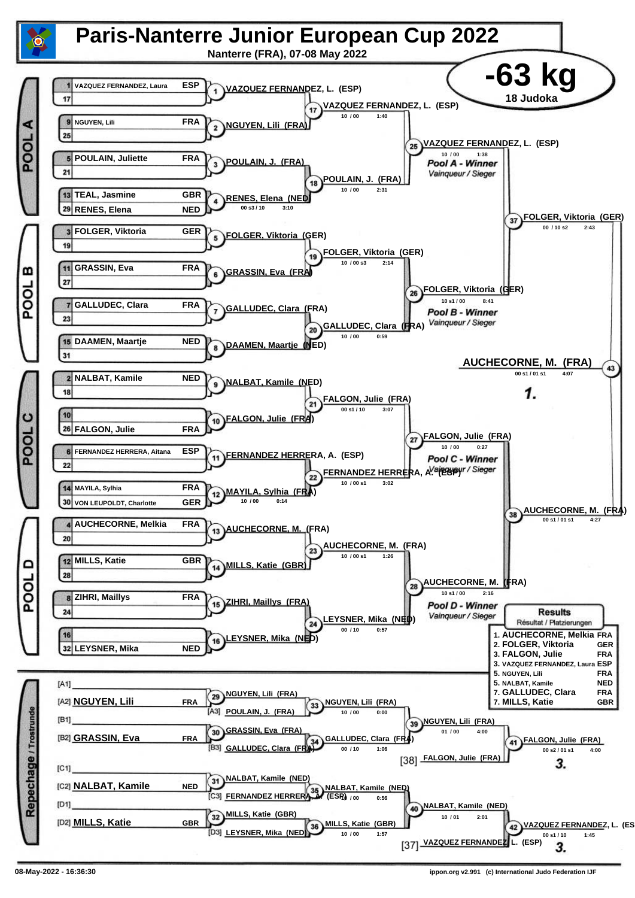# Paris-Nanterre Junior European Cup 2022

Nanterre (FRA), 07-08 May 2022

## -63 kg

18 Judoka

### POOL A

| Seed | Name | Country |
|---|---|---|
| 1 | VAZQUEZ FERNANDEZ, Laura | ESP |
| 17 | | |
| 9 | NGUYEN, Lili | FRA |
| 25 | | |
| 5 | POULAIN, Juliette | FRA |
| 21 | | |
| 13 | TEAL, Jasmine | GBR |
| 29 | RENES, Elena | NED |

- (1) VAZQUEZ FERNANDEZ, L. (ESP)
- (2) NGUYEN, Lili (FRA)
- (3) POULAIN, J. (FRA)
- (4) RENES, Elena (NED) — 00 s3 / 10 — 3:10
- (17) VAZQUEZ FERNANDEZ, L. (ESP) — 10 / 00 — 1:40
- (18) POULAIN, J. (FRA) — 10 / 00 — 2:31
- (25) VAZQUEZ FERNANDEZ, L. (ESP) — 10 / 00 — 1:38 — *Pool A - Winner / Vainqueur / Sieger*

### POOL B

| Seed | Name | Country |
|---|---|---|
| 3 | FOLGER, Viktoria | GER |
| 19 | | |
| 11 | GRASSIN, Eva | FRA |
| 27 | | |
| 7 | GALLUDEC, Clara | FRA |
| 23 | | |
| 15 | DAAMEN, Maartje | NED |
| 31 | | |

- (5) FOLGER, Viktoria (GER)
- (6) GRASSIN, Eva (FRA)
- (7) GALLUDEC, Clara (FRA)
- (8) DAAMEN, Maartje (NED)
- (19) FOLGER, Viktoria (GER) — 10 / 00 s3 — 2:14
- (20) GALLUDEC, Clara (FRA) — 10 / 00 — 0:59
- (26) FOLGER, Viktoria (GER) — 10 s1 / 00 — 8:41 — *Pool B - Winner / Vainqueur / Sieger*

### POOL C

| Seed | Name | Country |
|---|---|---|
| 2 | NALBAT, Kamile | NED |
| 18 | | |
| 10 | | |
| 26 | FALGON, Julie | FRA |
| 6 | FERNANDEZ HERRERA, Aitana | ESP |
| 22 | | |
| 14 | MAYILA, Sylhia | FRA |
| 30 | VON LEUPOLDT, Charlotte | GER |

- (9) NALBAT, Kamile (NED)
- (10) FALGON, Julie (FRA)
- (11) FERNANDEZ HERRERA, A. (ESP)
- (12) MAYILA, Sylhia (FRA) — 10 / 00 — 0:14
- (21) FALGON, Julie (FRA) — 00 s1 / 10 — 3:07
- (22) FERNANDEZ HERRERA, A. (ESP) — 10 / 00 s1 — 3:02
- (27) FALGON, Julie (FRA) — 10 / 00 — 0:27 — *Pool C - Winner / Vainqueur / Sieger*

### POOL D

| Seed | Name | Country |
|---|---|---|
| 4 | AUCHECORNE, Melkia | FRA |
| 20 | | |
| 12 | MILLS, Katie | GBR |
| 28 | | |
| 8 | ZIHRI, Maillys | FRA |
| 24 | | |
| 16 | | |
| 32 | LEYSNER, Mika | NED |

- (13) AUCHECORNE, M. (FRA)
- (14) MILLS, Katie (GBR)
- (15) ZIHRI, Maillys (FRA)
- (16) LEYSNER, Mika (NED)
- (23) AUCHECORNE, M. (FRA) — 10 / 00 s1 — 1:26
- (24) LEYSNER, Mika (NED) — 00 / 10 — 0:57
- (28) AUCHECORNE, M. (FRA) — 10 s1 / 00 — 2:16 — *Pool D - Winner / Vainqueur / Sieger*

### Semi-finals and Final

- (37) FOLGER, Viktoria (GER) — 00 / 10 s2 — 2:43
- (38) AUCHECORNE, M. (FRA) — 00 s1 / 01 s1 — 4:27
- (43) AUCHECORNE, M. (FRA) — 00 s1 / 01 s1 — 4:07 — **1.**

### Repechage / Trostrunde

- [A1]
- [A2] NGUYEN, Lili — FRA
- [B1]
- [B2] GRASSIN, Eva — FRA
- [C1]
- [C2] NALBAT, Kamile — NED
- [D1]
- [D2] MILLS, Katie — GBR

- (29) NGUYEN, Lili (FRA)
- (30) GRASSIN, Eva (FRA)
- (31) NALBAT, Kamile (NED)
- (32) MILLS, Katie (GBR)
- (33) NGUYEN, Lili (FRA) vs [A3] POULAIN, J. (FRA) — 10 / 00 — 0:00
- (34) GALLUDEC, Clara (FRA) vs [B3] GALLUDEC, Clara (FRA) — 00 / 10 — 1:06
- (35) NALBAT, Kamile (NED) vs [C3] FERNANDEZ HERRERA, A. (ESP) — 10 / 00 — 0:56
- (36) MILLS, Katie (GBR) vs [D3] LEYSNER, Mika (NED) — 10 / 00 — 1:57
- (39) NGUYEN, Lili (FRA) — 01 / 00 — 4:00
- (40) NALBAT, Kamile (NED) — 10 / 01 — 2:01
- (41) FALGON, Julie (FRA) vs [38] FALGON, Julie (FRA) — 00 s2 / 01 s1 — 4:00 — **3.**
- (42) VAZQUEZ FERNANDEZ, L. (ESP) vs [37] VAZQUEZ FERNANDEZ, L. (ESP) — 00 s1 / 10 — 1:45 — **3.**

### Results / Résultat / Platzierungen

| Place | Name | Country |
|---|---|---|
| 1. | AUCHECORNE, Melkia | FRA |
| 2. | FOLGER, Viktoria | GER |
| 3. | FALGON, Julie | FRA |
| 3. | VAZQUEZ FERNANDEZ, Laura | ESP |
| 5. | NGUYEN, Lili | FRA |
| 5. | NALBAT, Kamile | NED |
| 7. | GALLUDEC, Clara | FRA |
| 7. | MILLS, Katie | GBR |

08-May-2022 - 16:36:30

ippon.org v2.991 (c) International Judo Federation IJF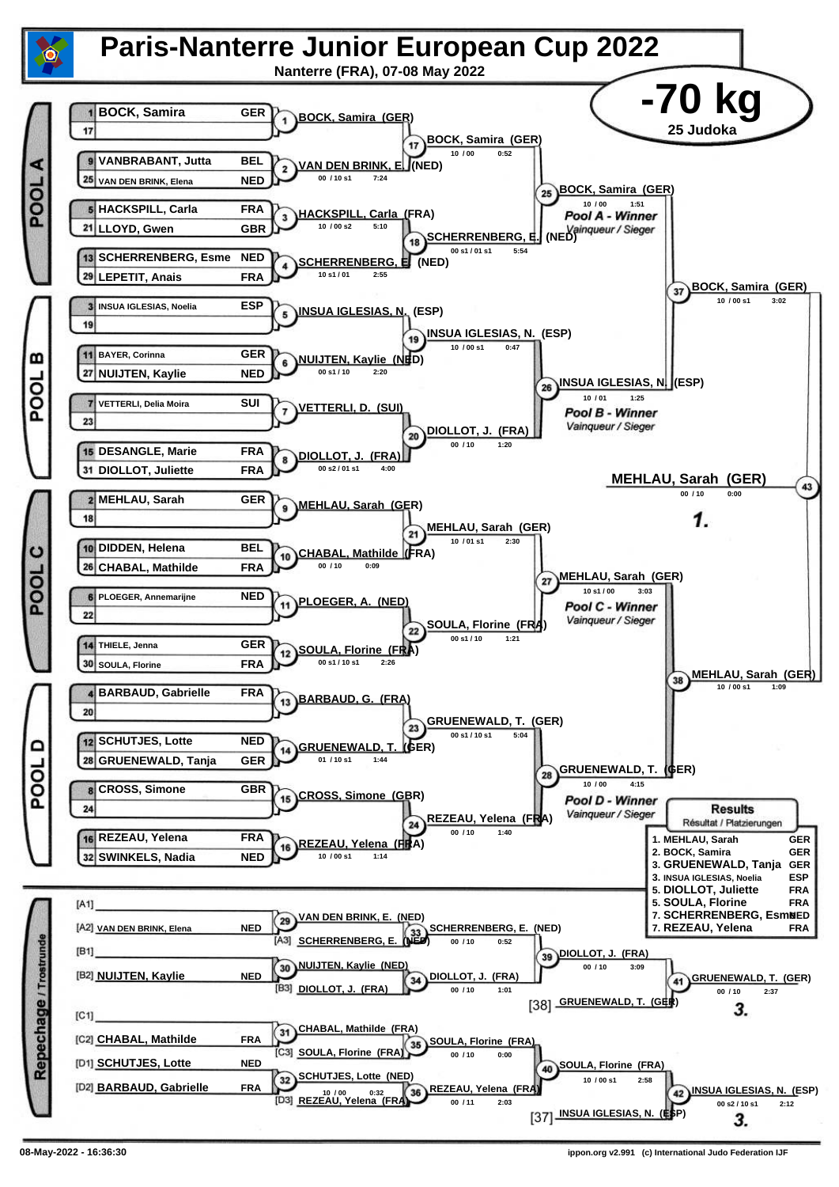# Paris-Nanterre Junior European Cup 2022

Nanterre (FRA), 07-08 May 2022

## -70 kg

25 Judoka

### POOL A

| Seed | Name | Nation |
|---|---|---|
| 1 | BOCK, Samira | GER |
| 17 | | |
| 9 | VANBRABANT, Jutta | BEL |
| 25 | VAN DEN BRINK, Elena | NED |
| 5 | HACKSPILL, Carla | FRA |
| 21 | LLOYD, Gwen | GBR |
| 13 | SCHERRENBERG, Esme | NED |
| 29 | LEPETIT, Anais | FRA |

- (1) BOCK, Samira (GER)
- (2) VAN DEN BRINK, E. (NED) — 00 / 10 s1 — 7:24
- (3) HACKSPILL, Carla (FRA) — 10 / 00 s2 — 5:10
- (4) SCHERRENBERG, E. (NED) — 10 s1 / 01 — 2:55
- (17) BOCK, Samira (GER) — 10 / 00 — 0:52
- (18) SCHERRENBERG, E. (NED) — 00 s1 / 01 s1 — 5:54
- (25) BOCK, Samira (GER) — 10 / 00 — 1:51 — Pool A - Winner / Vainqueur / Sieger

### POOL B

| Seed | Name | Nation |
|---|---|---|
| 3 | INSUA IGLESIAS, Noelia | ESP |
| 19 | | |
| 11 | BAYER, Corinna | GER |
| 27 | NUIJTEN, Kaylie | NED |
| 7 | VETTERLI, Delia Moira | SUI |
| 23 | | |
| 15 | DESANGLE, Marie | FRA |
| 31 | DIOLLOT, Juliette | FRA |

- (5) INSUA IGLESIAS, N. (ESP)
- (6) NUIJTEN, Kaylie (NED) — 00 s1 / 10 — 2:20
- (7) VETTERLI, D. (SUI)
- (8) DIOLLOT, J. (FRA) — 00 s2 / 01 s1 — 4:00
- (19) INSUA IGLESIAS, N. (ESP) — 10 / 00 s1 — 0:47
- (20) DIOLLOT, J. (FRA) — 00 / 10 — 1:20
- (26) INSUA IGLESIAS, N. (ESP) — 10 / 01 — 1:25 — Pool B - Winner / Vainqueur / Sieger

### POOL C

| Seed | Name | Nation |
|---|---|---|
| 2 | MEHLAU, Sarah | GER |
| 18 | | |
| 10 | DIDDEN, Helena | BEL |
| 26 | CHABAL, Mathilde | FRA |
| 6 | PLOEGER, Annemarijne | NED |
| 22 | | |
| 14 | THIELE, Jenna | GER |
| 30 | SOULA, Florine | FRA |

- (9) MEHLAU, Sarah (GER)
- (10) CHABAL, Mathilde (FRA) — 00 / 10 — 0:09
- (11) PLOEGER, A. (NED)
- (12) SOULA, Florine (FRA) — 00 s1 / 10 s1 — 2:26
- (21) MEHLAU, Sarah (GER) — 10 / 01 s1 — 2:30
- (22) SOULA, Florine (FRA) — 00 s1 / 10 — 1:21
- (27) MEHLAU, Sarah (GER) — 10 s1 / 00 — 3:03 — Pool C - Winner / Vainqueur / Sieger

### POOL D

| Seed | Name | Nation |
|---|---|---|
| 4 | BARBAUD, Gabrielle | FRA |
| 20 | | |
| 12 | SCHUTJES, Lotte | NED |
| 28 | GRUENEWALD, Tanja | GER |
| 8 | CROSS, Simone | GBR |
| 24 | | |
| 16 | REZEAU, Yelena | FRA |
| 32 | SWINKELS, Nadia | NED |

- (13) BARBAUD, G. (FRA)
- (14) GRUENEWALD, T. (GER) — 01 / 10 s1 — 1:44
- (15) CROSS, Simone (GBR)
- (16) REZEAU, Yelena (FRA) — 10 / 00 s1 — 1:14
- (23) GRUENEWALD, T. (GER) — 00 s1 / 10 s1 — 5:04
- (24) REZEAU, Yelena (FRA) — 00 / 10 — 1:40
- (28) GRUENEWALD, T. (GER) — 10 / 00 — 4:15 — Pool D - Winner / Vainqueur / Sieger

### Semi-finals and Final

- (37) BOCK, Samira (GER) — 10 / 00 s1 — 3:02
- (38) MEHLAU, Sarah (GER) — 10 / 00 s1 — 1:09
- (43) MEHLAU, Sarah (GER) — 00 / 10 — 0:00 — **1.**

### Repechage / Trostrunde

- [A1]
- [A2] VAN DEN BRINK, Elena — NED
- (29) VAN DEN BRINK, E. (NED)
- [A3] SCHERRENBERG, E. (NED)
- (33) SCHERRENBERG, E. (NED) — 00 / 10 — 0:52
- [B1]
- [B2] NUIJTEN, Kaylie — NED
- (30) NUIJTEN, Kaylie (NED)
- [B3] DIOLLOT, J. (FRA)
- (34) DIOLLOT, J. (FRA) — 00 / 10 — 1:01
- (39) DIOLLOT, J. (FRA) — 00 / 10 — 3:09
- [38] GRUENEWALD, T. (GER)
- (41) GRUENEWALD, T. (GER) — 00 / 10 — 2:37 — **3.**
- [C1]
- [C2] CHABAL, Mathilde — FRA
- (31) CHABAL, Mathilde (FRA)
- [C3] SOULA, Florine (FRA)
- (35) SOULA, Florine (FRA) — 00 / 10 — 0:00
- [D1] SCHUTJES, Lotte — NED
- [D2] BARBAUD, Gabrielle — FRA
- (32) SCHUTJES, Lotte (NED) — 10 / 00 — 0:32
- [D3] REZEAU, Yelena (FRA)
- (36) REZEAU, Yelena (FRA) — 00 / 11 — 2:03
- (40) SOULA, Florine (FRA) — 10 / 00 s1 — 2:58
- [37] INSUA IGLESIAS, N. (ESP)
- (42) INSUA IGLESIAS, N. (ESP) — 00 s2 / 10 s1 — 2:12 — **3.**

### Results / Résultat / Platzierungen

| Place | Name | Nation |
|---|---|---|
| 1. | MEHLAU, Sarah | GER |
| 2. | BOCK, Samira | GER |
| 3. | GRUENEWALD, Tanja | GER |
| 3. | INSUA IGLESIAS, Noelia | ESP |
| 5. | DIOLLOT, Juliette | FRA |
| 5. | SOULA, Florine | FRA |
| 7. | SCHERRENBERG, Esme | NED |
| 7. | REZEAU, Yelena | FRA |

08-May-2022 - 16:36:30 — ippon.org v2.991 (c) International Judo Federation IJF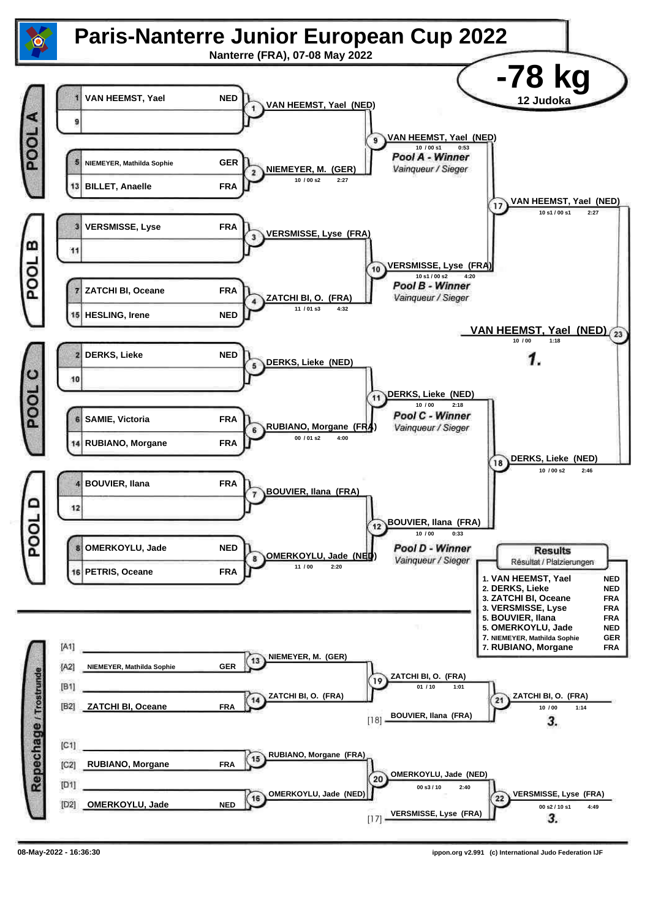# Paris-Nanterre Junior European Cup 2022

Nanterre (FRA), 07-08 May 2022

## -78 kg

12 Judoka

### POOL A

| Seed | Name | Nation |
|---|---|---|
| 1 | VAN HEEMST, Yael | NED |
| 9 | | |
| 5 | NIEMEYER, Mathilda Sophie | GER |
| 13 | BILLET, Anaelle | FRA |

- (1) VAN HEEMST, Yael (NED)
- (2) NIEMEYER, M. (GER) — 10 / 00 s2 — 2:27
- (9) VAN HEEMST, Yael (NED) — 10 / 00 s1 — 0:53

*Pool A - Winner*
*Vainqueur / Sieger*

### POOL B

| Seed | Name | Nation |
|---|---|---|
| 3 | VERSMISSE, Lyse | FRA |
| 11 | | |
| 7 | ZATCHI BI, Oceane | FRA |
| 15 | HESLING, Irene | NED |

- (3) VERSMISSE, Lyse (FRA)
- (4) ZATCHI BI, O. (FRA) — 11 / 01 s3 — 4:32
- (10) VERSMISSE, Lyse (FRA) — 10 s1 / 00 s2 — 4:20

*Pool B - Winner*
*Vainqueur / Sieger*

- (17) VAN HEEMST, Yael (NED) — 10 s1 / 00 s1 — 2:27

### POOL C

| Seed | Name | Nation |
|---|---|---|
| 2 | DERKS, Lieke | NED |
| 10 | | |
| 6 | SAMIE, Victoria | FRA |
| 14 | RUBIANO, Morgane | FRA |

- (5) DERKS, Lieke (NED)
- (6) RUBIANO, Morgane (FRA) — 00 / 01 s2 — 4:00
- (11) DERKS, Lieke (NED) — 10 / 00 — 2:18

*Pool C - Winner*
*Vainqueur / Sieger*

### POOL D

| Seed | Name | Nation |
|---|---|---|
| 4 | BOUVIER, Ilana | FRA |
| 12 | | |
| 8 | OMERKOYLU, Jade | NED |
| 16 | PETRIS, Oceane | FRA |

- (7) BOUVIER, Ilana (FRA)
- (8) OMERKOYLU, Jade (NED) — 11 / 00 — 2:20
- (12) BOUVIER, Ilana (FRA) — 10 / 00 — 0:33

*Pool D - Winner*
*Vainqueur / Sieger*

- (18) DERKS, Lieke (NED) — 10 / 00 s2 — 2:46

### Final

- (23) VAN HEEMST, Yael (NED) — 10 / 00 — 1:18 — **1.**

### Repechage / Trostrunde

- [A1]
- [A2] NIEMEYER, Mathilda Sophie — GER
- [B1]
- [B2] ZATCHI BI, Oceane — FRA
- (13) NIEMEYER, M. (GER)
- (14) ZATCHI BI, O. (FRA)
- (19) ZATCHI BI, O. (FRA) — 01 / 10 — 1:01
- [18] BOUVIER, Ilana (FRA)
- (21) ZATCHI BI, O. (FRA) — 10 / 00 — 1:14 — **3.**

- [C1]
- [C2] RUBIANO, Morgane — FRA
- [D1]
- [D2] OMERKOYLU, Jade — NED
- (15) RUBIANO, Morgane (FRA)
- (16) OMERKOYLU, Jade (NED)
- (20) OMERKOYLU, Jade (NED) — 00 s3 / 10 — 2:40
- [17] VERSMISSE, Lyse (FRA)
- (22) VERSMISSE, Lyse (FRA) — 00 s2 / 10 s1 — 4:49 — **3.**

### Results
Résultat / Platzierungen

| Place | Name | Nation |
|---|---|---|
| 1. | VAN HEEMST, Yael | NED |
| 2. | DERKS, Lieke | NED |
| 3. | ZATCHI BI, Oceane | FRA |
| 3. | VERSMISSE, Lyse | FRA |
| 5. | BOUVIER, Ilana | FRA |
| 5. | OMERKOYLU, Jade | NED |
| 7. | NIEMEYER, Mathilda Sophie | GER |
| 7. | RUBIANO, Morgane | FRA |

08-May-2022 - 16:36:30 — ippon.org v2.991 (c) International Judo Federation IJF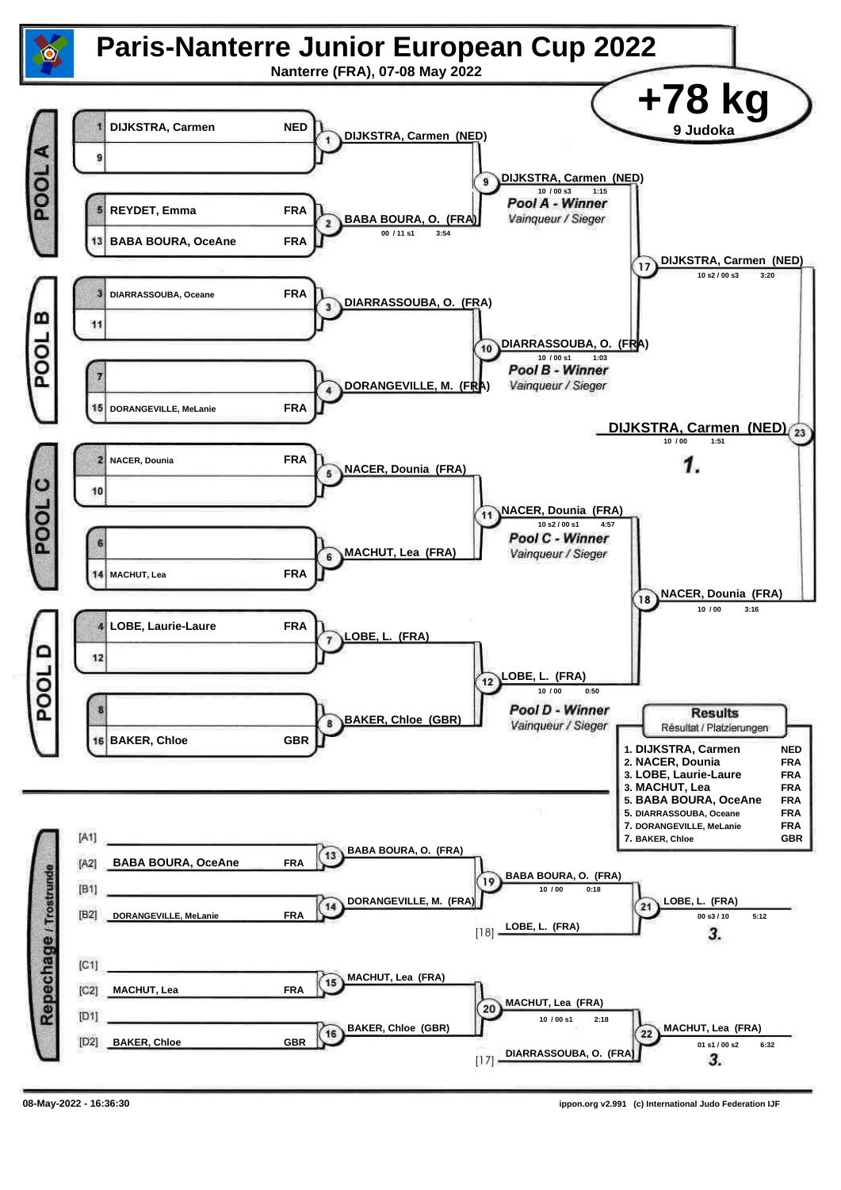# Paris-Nanterre Junior European Cup 2022

Nanterre (FRA), 07-08 May 2022

## +78 kg

9 Judoka

### POOL A

1 DIJKSTRA, Carmen NED
9
5 REYDET, Emma FRA
13 BABA BOURA, OceAne FRA

- 1: DIJKSTRA, Carmen (NED)
- 2: BABA BOURA, O. (FRA) — 00 / 11 s1 — 3:54
- 9: DIJKSTRA, Carmen (NED) — 10 / 00 s3 — 1:15

*Pool A - Winner*
*Vainqueur / Sieger*

### POOL B

3 DIARRASSOUBA, Oceane FRA
11
7
15 DORANGEVILLE, MeLanie FRA

- 3: DIARRASSOUBA, O. (FRA)
- 4: DORANGEVILLE, M. (FRA)
- 10: DIARRASSOUBA, O. (FRA) — 10 / 00 s1 — 1:03

*Pool B - Winner*
*Vainqueur / Sieger*

- 17: DIJKSTRA, Carmen (NED) — 10 s2 / 00 s3 — 3:20

### POOL C

2 NACER, Dounia FRA
10
6
14 MACHUT, Lea FRA

- 5: NACER, Dounia (FRA)
- 6: MACHUT, Lea (FRA)
- 11: NACER, Dounia (FRA) — 10 s2 / 00 s1 — 4:57

*Pool C - Winner*
*Vainqueur / Sieger*

### POOL D

4 LOBE, Laurie-Laure FRA
12
8
16 BAKER, Chloe GBR

- 7: LOBE, L. (FRA)
- 8: BAKER, Chloe (GBR)
- 12: LOBE, L. (FRA) — 10 / 00 — 0:50

*Pool D - Winner*
*Vainqueur / Sieger*

- 18: NACER, Dounia (FRA) — 10 / 00 — 3:16

### Final

- 23: DIJKSTRA, Carmen (NED) — 10 / 00 — 1:51

**1.**

### Repechage / Trostrunde

[A1]
[A2] BABA BOURA, OceAne FRA
[B1]
[B2] DORANGEVILLE, MeLanie FRA

- 13: BABA BOURA, O. (FRA)
- 14: DORANGEVILLE, M. (FRA)
- 19: BABA BOURA, O. (FRA) — 10 / 00 — 0:18
- [18] LOBE, L. (FRA)
- 21: LOBE, L. (FRA) — 00 s3 / 10 — 5:12

**3.**

[C1]
[C2] MACHUT, Lea FRA
[D1]
[D2] BAKER, Chloe GBR

- 15: MACHUT, Lea (FRA)
- 16: BAKER, Chloe (GBR)
- 20: MACHUT, Lea (FRA) — 10 / 00 s1 — 2:18
- [17] DIARRASSOUBA, O. (FRA)
- 22: MACHUT, Lea (FRA) — 01 s1 / 00 s2 — 6:32

**3.**

### Results

Résultat / Platzierungen

| | | |
|---|---|---|
| 1. | DIJKSTRA, Carmen | NED |
| 2. | NACER, Dounia | FRA |
| 3. | LOBE, Laurie-Laure | FRA |
| 3. | MACHUT, Lea | FRA |
| 5. | BABA BOURA, OceAne | FRA |
| 5. | DIARRASSOUBA, Oceane | FRA |
| 7. | DORANGEVILLE, MeLanie | FRA |
| 7. | BAKER, Chloe | GBR |

08-May-2022 - 16:36:30

ippon.org v2.991 (c) International Judo Federation IJF